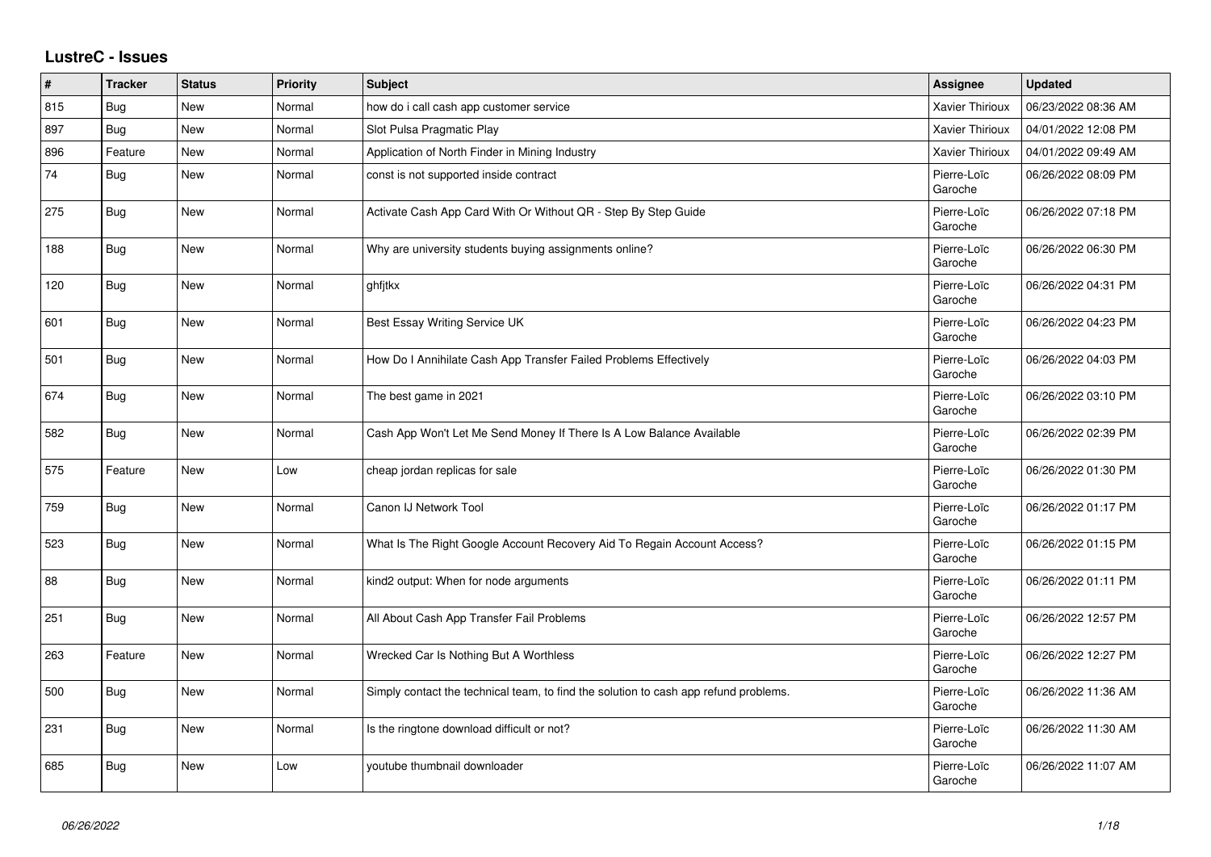## LustreC - Issues

| # | Tracker | Status | Priority | Subject | Assignee | Updated |
|---|---|---|---|---|---|---|
| 815 | Bug | New | Normal | how do i call cash app customer service | Xavier Thirioux | 06/23/2022 08:36 AM |
| 897 | Bug | New | Normal | Slot Pulsa Pragmatic Play | Xavier Thirioux | 04/01/2022 12:08 PM |
| 896 | Feature | New | Normal | Application of North Finder in Mining Industry | Xavier Thirioux | 04/01/2022 09:49 AM |
| 74 | Bug | New | Normal | const is not supported inside contract | Pierre-Loïc Garoche | 06/26/2022 08:09 PM |
| 275 | Bug | New | Normal | Activate Cash App Card With Or Without QR - Step By Step Guide | Pierre-Loïc Garoche | 06/26/2022 07:18 PM |
| 188 | Bug | New | Normal | Why are university students buying assignments online? | Pierre-Loïc Garoche | 06/26/2022 06:30 PM |
| 120 | Bug | New | Normal | ghfjtkx | Pierre-Loïc Garoche | 06/26/2022 04:31 PM |
| 601 | Bug | New | Normal | Best Essay Writing Service UK | Pierre-Loïc Garoche | 06/26/2022 04:23 PM |
| 501 | Bug | New | Normal | How Do I Annihilate Cash App Transfer Failed Problems Effectively | Pierre-Loïc Garoche | 06/26/2022 04:03 PM |
| 674 | Bug | New | Normal | The best game in 2021 | Pierre-Loïc Garoche | 06/26/2022 03:10 PM |
| 582 | Bug | New | Normal | Cash App Won't Let Me Send Money If There Is A Low Balance Available | Pierre-Loïc Garoche | 06/26/2022 02:39 PM |
| 575 | Feature | New | Low | cheap jordan replicas for sale | Pierre-Loïc Garoche | 06/26/2022 01:30 PM |
| 759 | Bug | New | Normal | Canon IJ Network Tool | Pierre-Loïc Garoche | 06/26/2022 01:17 PM |
| 523 | Bug | New | Normal | What Is The Right Google Account Recovery Aid To Regain Account Access? | Pierre-Loïc Garoche | 06/26/2022 01:15 PM |
| 88 | Bug | New | Normal | kind2 output: When for node arguments | Pierre-Loïc Garoche | 06/26/2022 01:11 PM |
| 251 | Bug | New | Normal | All About Cash App Transfer Fail Problems | Pierre-Loïc Garoche | 06/26/2022 12:57 PM |
| 263 | Feature | New | Normal | Wrecked Car Is Nothing But A Worthless | Pierre-Loïc Garoche | 06/26/2022 12:27 PM |
| 500 | Bug | New | Normal | Simply contact the technical team, to find the solution to cash app refund problems. | Pierre-Loïc Garoche | 06/26/2022 11:36 AM |
| 231 | Bug | New | Normal | Is the ringtone download difficult or not? | Pierre-Loïc Garoche | 06/26/2022 11:30 AM |
| 685 | Bug | New | Low | youtube thumbnail downloader | Pierre-Loïc Garoche | 06/26/2022 11:07 AM |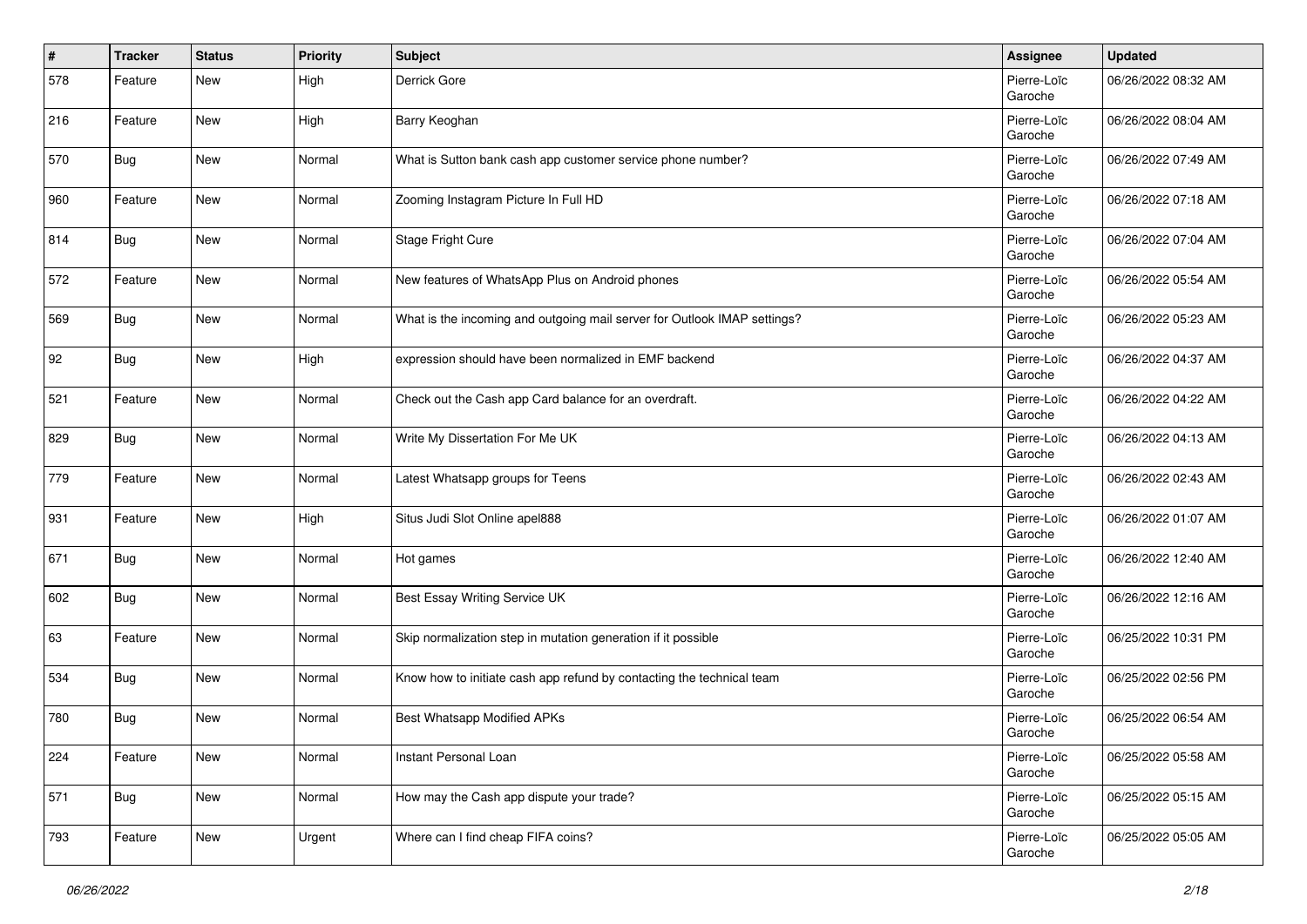| # | Tracker | Status | Priority | Subject | Assignee | Updated |
|---|---|---|---|---|---|---|
| 578 | Feature | New | High | Derrick Gore | Pierre-Loïc Garoche | 06/26/2022 08:32 AM |
| 216 | Feature | New | High | Barry Keoghan | Pierre-Loïc Garoche | 06/26/2022 08:04 AM |
| 570 | Bug | New | Normal | What is Sutton bank cash app customer service phone number? | Pierre-Loïc Garoche | 06/26/2022 07:49 AM |
| 960 | Feature | New | Normal | Zooming Instagram Picture In Full HD | Pierre-Loïc Garoche | 06/26/2022 07:18 AM |
| 814 | Bug | New | Normal | Stage Fright Cure | Pierre-Loïc Garoche | 06/26/2022 07:04 AM |
| 572 | Feature | New | Normal | New features of WhatsApp Plus on Android phones | Pierre-Loïc Garoche | 06/26/2022 05:54 AM |
| 569 | Bug | New | Normal | What is the incoming and outgoing mail server for Outlook IMAP settings? | Pierre-Loïc Garoche | 06/26/2022 05:23 AM |
| 92 | Bug | New | High | expression should have been normalized in EMF backend | Pierre-Loïc Garoche | 06/26/2022 04:37 AM |
| 521 | Feature | New | Normal | Check out the Cash app Card balance for an overdraft. | Pierre-Loïc Garoche | 06/26/2022 04:22 AM |
| 829 | Bug | New | Normal | Write My Dissertation For Me UK | Pierre-Loïc Garoche | 06/26/2022 04:13 AM |
| 779 | Feature | New | Normal | Latest Whatsapp groups for Teens | Pierre-Loïc Garoche | 06/26/2022 02:43 AM |
| 931 | Feature | New | High | Situs Judi Slot Online apel888 | Pierre-Loïc Garoche | 06/26/2022 01:07 AM |
| 671 | Bug | New | Normal | Hot games | Pierre-Loïc Garoche | 06/26/2022 12:40 AM |
| 602 | Bug | New | Normal | Best Essay Writing Service UK | Pierre-Loïc Garoche | 06/26/2022 12:16 AM |
| 63 | Feature | New | Normal | Skip normalization step in mutation generation if it possible | Pierre-Loïc Garoche | 06/25/2022 10:31 PM |
| 534 | Bug | New | Normal | Know how to initiate cash app refund by contacting the technical team | Pierre-Loïc Garoche | 06/25/2022 02:56 PM |
| 780 | Bug | New | Normal | Best Whatsapp Modified APKs | Pierre-Loïc Garoche | 06/25/2022 06:54 AM |
| 224 | Feature | New | Normal | Instant Personal Loan | Pierre-Loïc Garoche | 06/25/2022 05:58 AM |
| 571 | Bug | New | Normal | How may the Cash app dispute your trade? | Pierre-Loïc Garoche | 06/25/2022 05:15 AM |
| 793 | Feature | New | Urgent | Where can I find cheap FIFA coins? | Pierre-Loïc Garoche | 06/25/2022 05:05 AM |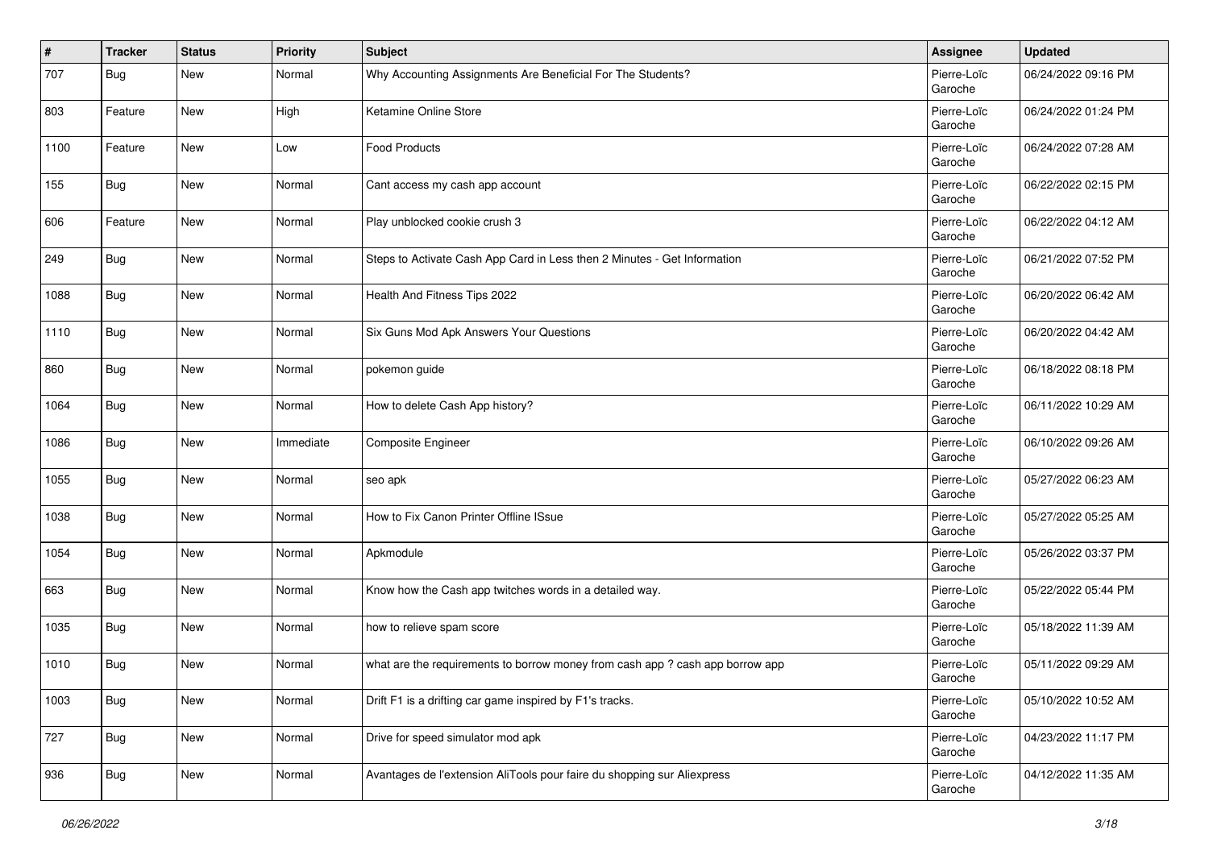| # | Tracker | Status | Priority | Subject | Assignee | Updated |
|---|---|---|---|---|---|---|
| 707 | Bug | New | Normal | Why Accounting Assignments Are Beneficial For The Students? | Pierre-Loïc Garoche | 06/24/2022 09:16 PM |
| 803 | Feature | New | High | Ketamine Online Store | Pierre-Loïc Garoche | 06/24/2022 01:24 PM |
| 1100 | Feature | New | Low | Food Products | Pierre-Loïc Garoche | 06/24/2022 07:28 AM |
| 155 | Bug | New | Normal | Cant access my cash app account | Pierre-Loïc Garoche | 06/22/2022 02:15 PM |
| 606 | Feature | New | Normal | Play unblocked cookie crush 3 | Pierre-Loïc Garoche | 06/22/2022 04:12 AM |
| 249 | Bug | New | Normal | Steps to Activate Cash App Card in Less then 2 Minutes - Get Information | Pierre-Loïc Garoche | 06/21/2022 07:52 PM |
| 1088 | Bug | New | Normal | Health And Fitness Tips 2022 | Pierre-Loïc Garoche | 06/20/2022 06:42 AM |
| 1110 | Bug | New | Normal | Six Guns Mod Apk Answers Your Questions | Pierre-Loïc Garoche | 06/20/2022 04:42 AM |
| 860 | Bug | New | Normal | pokemon guide | Pierre-Loïc Garoche | 06/18/2022 08:18 PM |
| 1064 | Bug | New | Normal | How to delete Cash App history? | Pierre-Loïc Garoche | 06/11/2022 10:29 AM |
| 1086 | Bug | New | Immediate | Composite Engineer | Pierre-Loïc Garoche | 06/10/2022 09:26 AM |
| 1055 | Bug | New | Normal | seo apk | Pierre-Loïc Garoche | 05/27/2022 06:23 AM |
| 1038 | Bug | New | Normal | How to Fix Canon Printer Offline ISsue | Pierre-Loïc Garoche | 05/27/2022 05:25 AM |
| 1054 | Bug | New | Normal | Apkmodule | Pierre-Loïc Garoche | 05/26/2022 03:37 PM |
| 663 | Bug | New | Normal | Know how the Cash app twitches words in a detailed way. | Pierre-Loïc Garoche | 05/22/2022 05:44 PM |
| 1035 | Bug | New | Normal | how to relieve spam score | Pierre-Loïc Garoche | 05/18/2022 11:39 AM |
| 1010 | Bug | New | Normal | what are the requirements to borrow money from cash app ? cash app borrow app | Pierre-Loïc Garoche | 05/11/2022 09:29 AM |
| 1003 | Bug | New | Normal | Drift F1 is a drifting car game inspired by F1's tracks. | Pierre-Loïc Garoche | 05/10/2022 10:52 AM |
| 727 | Bug | New | Normal | Drive for speed simulator mod apk | Pierre-Loïc Garoche | 04/23/2022 11:17 PM |
| 936 | Bug | New | Normal | Avantages de l'extension AliTools pour faire du shopping sur Aliexpress | Pierre-Loïc Garoche | 04/12/2022 11:35 AM |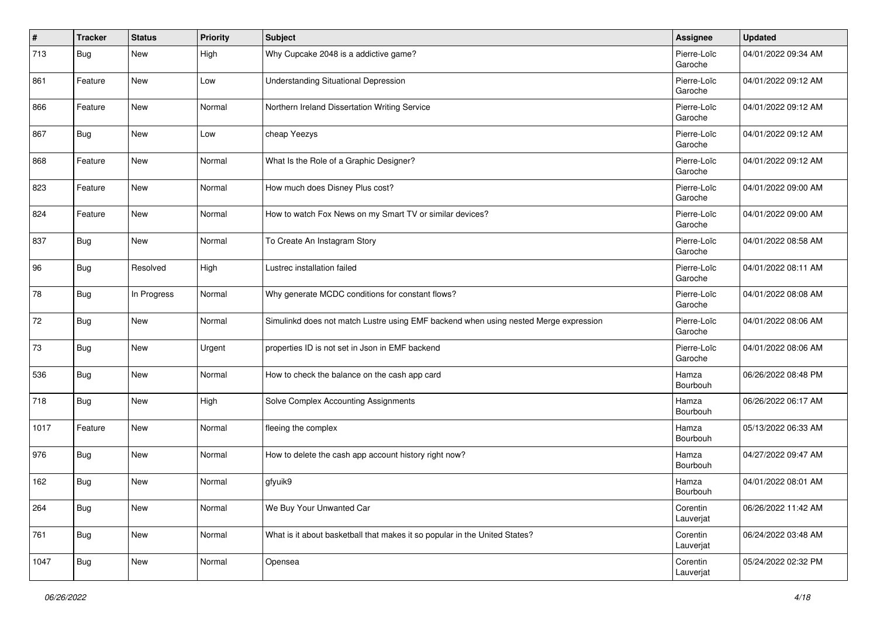| # | Tracker | Status | Priority | Subject | Assignee | Updated |
| --- | --- | --- | --- | --- | --- | --- |
| 713 | Bug | New | High | Why Cupcake 2048 is a addictive game? | Pierre-Loïc Garoche | 04/01/2022 09:34 AM |
| 861 | Feature | New | Low | Understanding Situational Depression | Pierre-Loïc Garoche | 04/01/2022 09:12 AM |
| 866 | Feature | New | Normal | Northern Ireland Dissertation Writing Service | Pierre-Loïc Garoche | 04/01/2022 09:12 AM |
| 867 | Bug | New | Low | cheap Yeezys | Pierre-Loïc Garoche | 04/01/2022 09:12 AM |
| 868 | Feature | New | Normal | What Is the Role of a Graphic Designer? | Pierre-Loïc Garoche | 04/01/2022 09:12 AM |
| 823 | Feature | New | Normal | How much does Disney Plus cost? | Pierre-Loïc Garoche | 04/01/2022 09:00 AM |
| 824 | Feature | New | Normal | How to watch Fox News on my Smart TV or similar devices? | Pierre-Loïc Garoche | 04/01/2022 09:00 AM |
| 837 | Bug | New | Normal | To Create An Instagram Story | Pierre-Loïc Garoche | 04/01/2022 08:58 AM |
| 96 | Bug | Resolved | High | Lustrec installation failed | Pierre-Loïc Garoche | 04/01/2022 08:11 AM |
| 78 | Bug | In Progress | Normal | Why generate MCDC conditions for constant flows? | Pierre-Loïc Garoche | 04/01/2022 08:08 AM |
| 72 | Bug | New | Normal | Simulinkd does not match Lustre using EMF backend when using nested Merge expression | Pierre-Loïc Garoche | 04/01/2022 08:06 AM |
| 73 | Bug | New | Urgent | properties ID is not set in Json in EMF backend | Pierre-Loïc Garoche | 04/01/2022 08:06 AM |
| 536 | Bug | New | Normal | How to check the balance on the cash app card | Hamza Bourbouh | 06/26/2022 08:48 PM |
| 718 | Bug | New | High | Solve Complex Accounting Assignments | Hamza Bourbouh | 06/26/2022 06:17 AM |
| 1017 | Feature | New | Normal | fleeing the complex | Hamza Bourbouh | 05/13/2022 06:33 AM |
| 976 | Bug | New | Normal | How to delete the cash app account history right now? | Hamza Bourbouh | 04/27/2022 09:47 AM |
| 162 | Bug | New | Normal | gfyuik9 | Hamza Bourbouh | 04/01/2022 08:01 AM |
| 264 | Bug | New | Normal | We Buy Your Unwanted Car | Corentin Lauverjat | 06/26/2022 11:42 AM |
| 761 | Bug | New | Normal | What is it about basketball that makes it so popular in the United States? | Corentin Lauverjat | 06/24/2022 03:48 AM |
| 1047 | Bug | New | Normal | Opensea | Corentin Lauverjat | 05/24/2022 02:32 PM |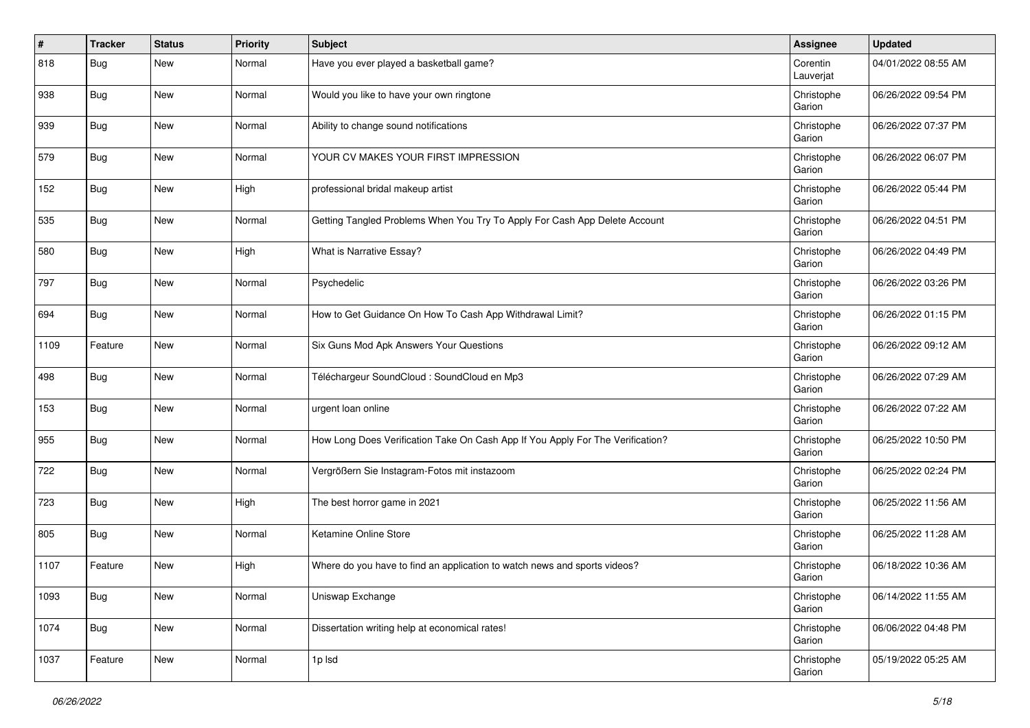| # | Tracker | Status | Priority | Subject | Assignee | Updated |
|---|---|---|---|---|---|---|
| 818 | Bug | New | Normal | Have you ever played a basketball game? | Corentin Lauverjat | 04/01/2022 08:55 AM |
| 938 | Bug | New | Normal | Would you like to have your own ringtone | Christophe Garion | 06/26/2022 09:54 PM |
| 939 | Bug | New | Normal | Ability to change sound notifications | Christophe Garion | 06/26/2022 07:37 PM |
| 579 | Bug | New | Normal | YOUR CV MAKES YOUR FIRST IMPRESSION | Christophe Garion | 06/26/2022 06:07 PM |
| 152 | Bug | New | High | professional bridal makeup artist | Christophe Garion | 06/26/2022 05:44 PM |
| 535 | Bug | New | Normal | Getting Tangled Problems When You Try To Apply For Cash App Delete Account | Christophe Garion | 06/26/2022 04:51 PM |
| 580 | Bug | New | High | What is Narrative Essay? | Christophe Garion | 06/26/2022 04:49 PM |
| 797 | Bug | New | Normal | Psychedelic | Christophe Garion | 06/26/2022 03:26 PM |
| 694 | Bug | New | Normal | How to Get Guidance On How To Cash App Withdrawal Limit? | Christophe Garion | 06/26/2022 01:15 PM |
| 1109 | Feature | New | Normal | Six Guns Mod Apk Answers Your Questions | Christophe Garion | 06/26/2022 09:12 AM |
| 498 | Bug | New | Normal | Téléchargeur SoundCloud : SoundCloud en Mp3 | Christophe Garion | 06/26/2022 07:29 AM |
| 153 | Bug | New | Normal | urgent loan online | Christophe Garion | 06/26/2022 07:22 AM |
| 955 | Bug | New | Normal | How Long Does Verification Take On Cash App If You Apply For The Verification? | Christophe Garion | 06/25/2022 10:50 PM |
| 722 | Bug | New | Normal | Vergrößern Sie Instagram-Fotos mit instazoom | Christophe Garion | 06/25/2022 02:24 PM |
| 723 | Bug | New | High | The best horror game in 2021 | Christophe Garion | 06/25/2022 11:56 AM |
| 805 | Bug | New | Normal | Ketamine Online Store | Christophe Garion | 06/25/2022 11:28 AM |
| 1107 | Feature | New | High | Where do you have to find an application to watch news and sports videos? | Christophe Garion | 06/18/2022 10:36 AM |
| 1093 | Bug | New | Normal | Uniswap Exchange | Christophe Garion | 06/14/2022 11:55 AM |
| 1074 | Bug | New | Normal | Dissertation writing help at economical rates! | Christophe Garion | 06/06/2022 04:48 PM |
| 1037 | Feature | New | Normal | 1p lsd | Christophe Garion | 05/19/2022 05:25 AM |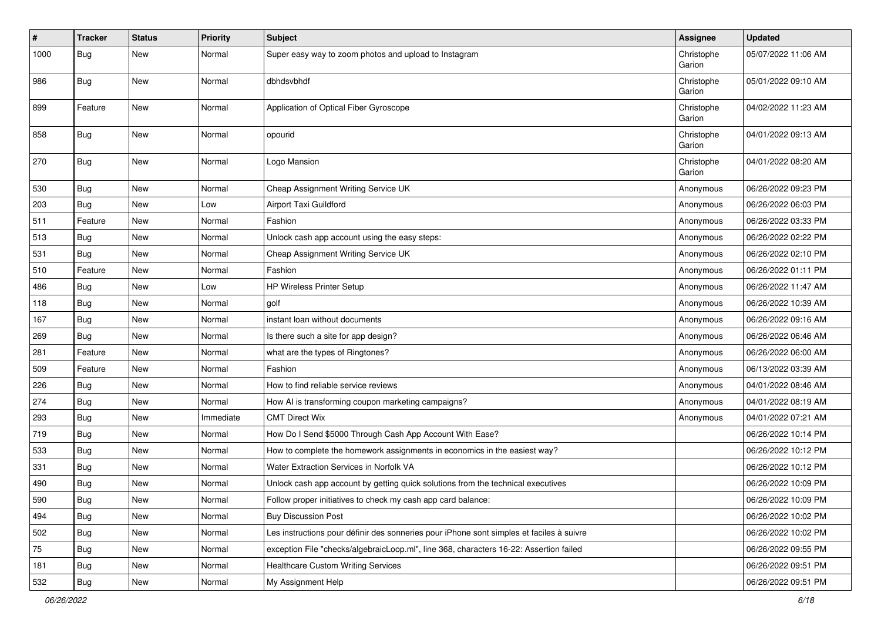| # | Tracker | Status | Priority | Subject | Assignee | Updated |
|---|---|---|---|---|---|---|
| 1000 | Bug | New | Normal | Super easy way to zoom photos and upload to Instagram | Christophe Garion | 05/07/2022 11:06 AM |
| 986 | Bug | New | Normal | dbhdsvbhdf | Christophe Garion | 05/01/2022 09:10 AM |
| 899 | Feature | New | Normal | Application of Optical Fiber Gyroscope | Christophe Garion | 04/02/2022 11:23 AM |
| 858 | Bug | New | Normal | opourid | Christophe Garion | 04/01/2022 09:13 AM |
| 270 | Bug | New | Normal | Logo Mansion | Christophe Garion | 04/01/2022 08:20 AM |
| 530 | Bug | New | Normal | Cheap Assignment Writing Service UK | Anonymous | 06/26/2022 09:23 PM |
| 203 | Bug | New | Low | Airport Taxi Guildford | Anonymous | 06/26/2022 06:03 PM |
| 511 | Feature | New | Normal | Fashion | Anonymous | 06/26/2022 03:33 PM |
| 513 | Bug | New | Normal | Unlock cash app account using the easy steps: | Anonymous | 06/26/2022 02:22 PM |
| 531 | Bug | New | Normal | Cheap Assignment Writing Service UK | Anonymous | 06/26/2022 02:10 PM |
| 510 | Feature | New | Normal | Fashion | Anonymous | 06/26/2022 01:11 PM |
| 486 | Bug | New | Low | HP Wireless Printer Setup | Anonymous | 06/26/2022 11:47 AM |
| 118 | Bug | New | Normal | golf | Anonymous | 06/26/2022 10:39 AM |
| 167 | Bug | New | Normal | instant loan without documents | Anonymous | 06/26/2022 09:16 AM |
| 269 | Bug | New | Normal | Is there such a site for app design? | Anonymous | 06/26/2022 06:46 AM |
| 281 | Feature | New | Normal | what are the types of Ringtones? | Anonymous | 06/26/2022 06:00 AM |
| 509 | Feature | New | Normal | Fashion | Anonymous | 06/13/2022 03:39 AM |
| 226 | Bug | New | Normal | How to find reliable service reviews | Anonymous | 04/01/2022 08:46 AM |
| 274 | Bug | New | Normal | How AI is transforming coupon marketing campaigns? | Anonymous | 04/01/2022 08:19 AM |
| 293 | Bug | New | Immediate | CMT Direct Wix | Anonymous | 04/01/2022 07:21 AM |
| 719 | Bug | New | Normal | How Do I Send $5000 Through Cash App Account With Ease? | | 06/26/2022 10:14 PM |
| 533 | Bug | New | Normal | How to complete the homework assignments in economics in the easiest way? | | 06/26/2022 10:12 PM |
| 331 | Bug | New | Normal | Water Extraction Services in Norfolk VA | | 06/26/2022 10:12 PM |
| 490 | Bug | New | Normal | Unlock cash app account by getting quick solutions from the technical executives | | 06/26/2022 10:09 PM |
| 590 | Bug | New | Normal | Follow proper initiatives to check my cash app card balance: | | 06/26/2022 10:09 PM |
| 494 | Bug | New | Normal | Buy Discussion Post | | 06/26/2022 10:02 PM |
| 502 | Bug | New | Normal | Les instructions pour définir des sonneries pour iPhone sont simples et faciles à suivre | | 06/26/2022 10:02 PM |
| 75 | Bug | New | Normal | exception File "checks/algebraicLoop.ml", line 368, characters 16-22: Assertion failed | | 06/26/2022 09:55 PM |
| 181 | Bug | New | Normal | Healthcare Custom Writing Services | | 06/26/2022 09:51 PM |
| 532 | Bug | New | Normal | My Assignment Help | | 06/26/2022 09:51 PM |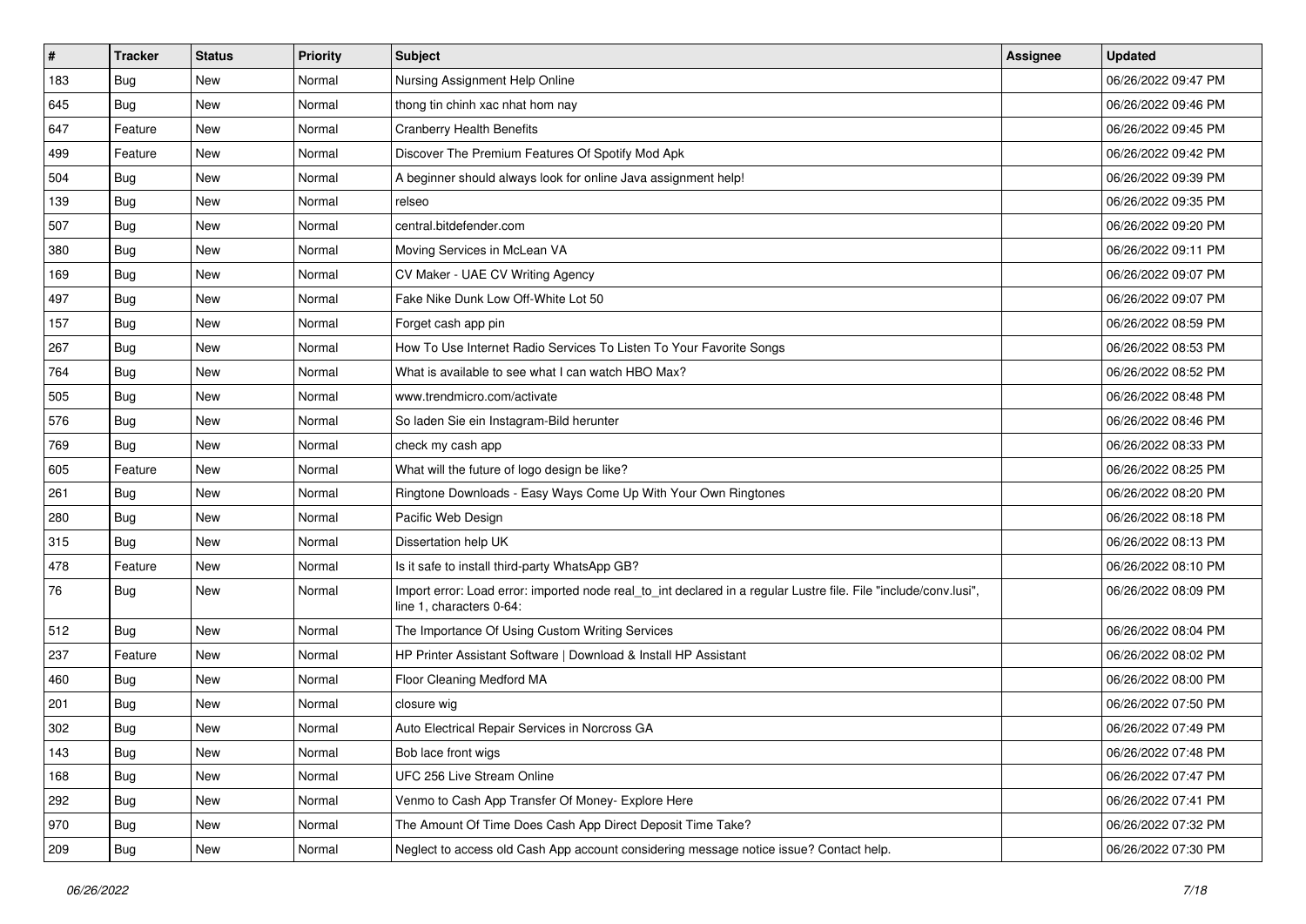| # | Tracker | Status | Priority | Subject | Assignee | Updated |
|---|---|---|---|---|---|---|
| 183 | Bug | New | Normal | Nursing Assignment Help Online | | 06/26/2022 09:47 PM |
| 645 | Bug | New | Normal | thong tin chinh xac nhat hom nay | | 06/26/2022 09:46 PM |
| 647 | Feature | New | Normal | Cranberry Health Benefits | | 06/26/2022 09:45 PM |
| 499 | Feature | New | Normal | Discover The Premium Features Of Spotify Mod Apk | | 06/26/2022 09:42 PM |
| 504 | Bug | New | Normal | A beginner should always look for online Java assignment help! | | 06/26/2022 09:39 PM |
| 139 | Bug | New | Normal | relseo | | 06/26/2022 09:35 PM |
| 507 | Bug | New | Normal | central.bitdefender.com | | 06/26/2022 09:20 PM |
| 380 | Bug | New | Normal | Moving Services in McLean VA | | 06/26/2022 09:11 PM |
| 169 | Bug | New | Normal | CV Maker - UAE CV Writing Agency | | 06/26/2022 09:07 PM |
| 497 | Bug | New | Normal | Fake Nike Dunk Low Off-White Lot 50 | | 06/26/2022 09:07 PM |
| 157 | Bug | New | Normal | Forget cash app pin | | 06/26/2022 08:59 PM |
| 267 | Bug | New | Normal | How To Use Internet Radio Services To Listen To Your Favorite Songs | | 06/26/2022 08:53 PM |
| 764 | Bug | New | Normal | What is available to see what I can watch HBO Max? | | 06/26/2022 08:52 PM |
| 505 | Bug | New | Normal | www.trendmicro.com/activate | | 06/26/2022 08:48 PM |
| 576 | Bug | New | Normal | So laden Sie ein Instagram-Bild herunter | | 06/26/2022 08:46 PM |
| 769 | Bug | New | Normal | check my cash app | | 06/26/2022 08:33 PM |
| 605 | Feature | New | Normal | What will the future of logo design be like? | | 06/26/2022 08:25 PM |
| 261 | Bug | New | Normal | Ringtone Downloads - Easy Ways Come Up With Your Own Ringtones | | 06/26/2022 08:20 PM |
| 280 | Bug | New | Normal | Pacific Web Design | | 06/26/2022 08:18 PM |
| 315 | Bug | New | Normal | Dissertation help UK | | 06/26/2022 08:13 PM |
| 478 | Feature | New | Normal | Is it safe to install third-party WhatsApp GB? | | 06/26/2022 08:10 PM |
| 76 | Bug | New | Normal | Import error: Load error: imported node real_to_int declared in a regular Lustre file. File "include/conv.lusi", line 1, characters 0-64: | | 06/26/2022 08:09 PM |
| 512 | Bug | New | Normal | The Importance Of Using Custom Writing Services | | 06/26/2022 08:04 PM |
| 237 | Feature | New | Normal | HP Printer Assistant Software \| Download & Install HP Assistant | | 06/26/2022 08:02 PM |
| 460 | Bug | New | Normal | Floor Cleaning Medford MA | | 06/26/2022 08:00 PM |
| 201 | Bug | New | Normal | closure wig | | 06/26/2022 07:50 PM |
| 302 | Bug | New | Normal | Auto Electrical Repair Services in Norcross GA | | 06/26/2022 07:49 PM |
| 143 | Bug | New | Normal | Bob lace front wigs | | 06/26/2022 07:48 PM |
| 168 | Bug | New | Normal | UFC 256 Live Stream Online | | 06/26/2022 07:47 PM |
| 292 | Bug | New | Normal | Venmo to Cash App Transfer Of Money- Explore Here | | 06/26/2022 07:41 PM |
| 970 | Bug | New | Normal | The Amount Of Time Does Cash App Direct Deposit Time Take? | | 06/26/2022 07:32 PM |
| 209 | Bug | New | Normal | Neglect to access old Cash App account considering message notice issue? Contact help. | | 06/26/2022 07:30 PM |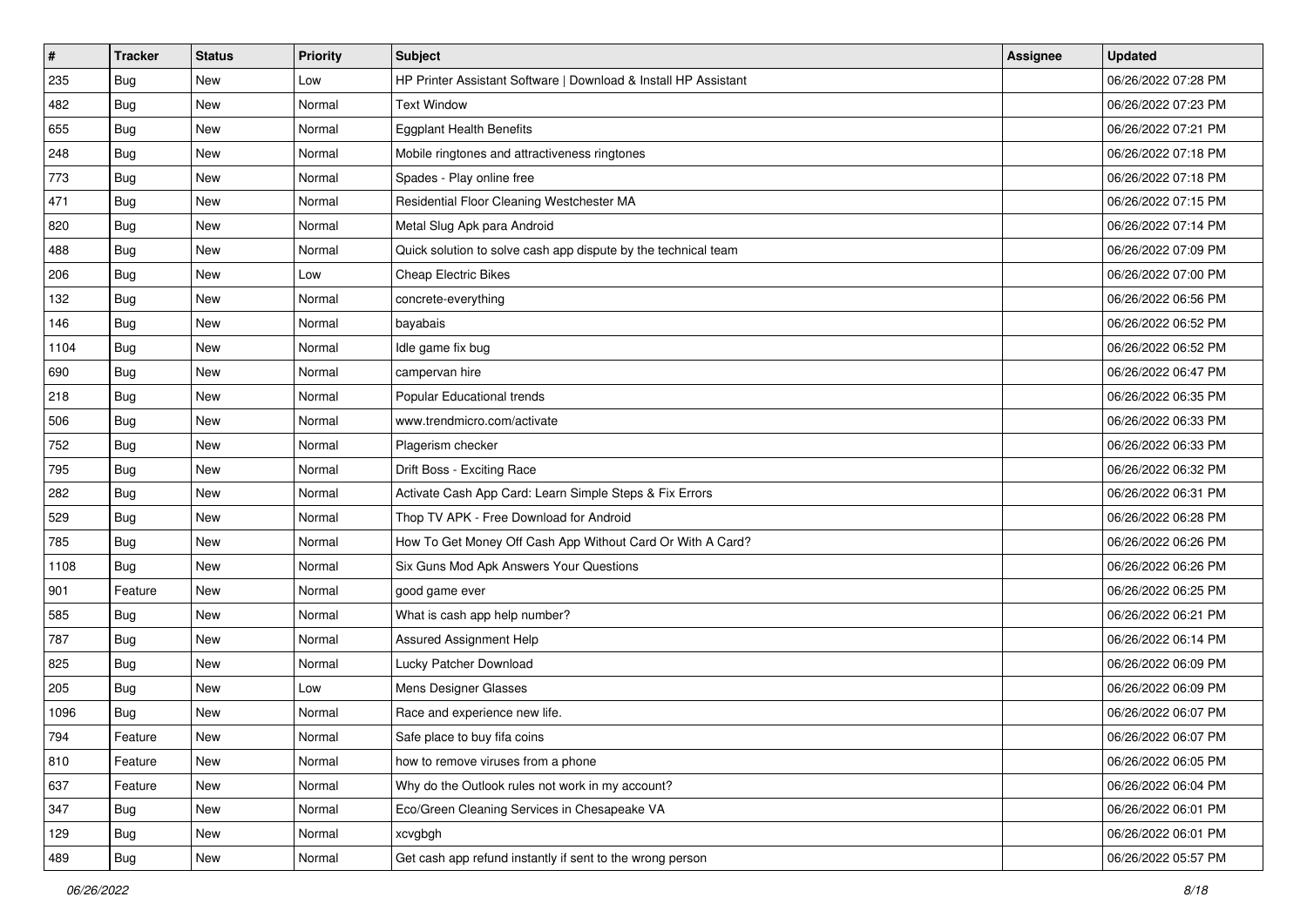| # | Tracker | Status | Priority | Subject | Assignee | Updated |
|---|---|---|---|---|---|---|
| 235 | Bug | New | Low | HP Printer Assistant Software \| Download & Install HP Assistant | | 06/26/2022 07:28 PM |
| 482 | Bug | New | Normal | Text Window | | 06/26/2022 07:23 PM |
| 655 | Bug | New | Normal | Eggplant Health Benefits | | 06/26/2022 07:21 PM |
| 248 | Bug | New | Normal | Mobile ringtones and attractiveness ringtones | | 06/26/2022 07:18 PM |
| 773 | Bug | New | Normal | Spades - Play online free | | 06/26/2022 07:18 PM |
| 471 | Bug | New | Normal | Residential Floor Cleaning Westchester MA | | 06/26/2022 07:15 PM |
| 820 | Bug | New | Normal | Metal Slug Apk para Android | | 06/26/2022 07:14 PM |
| 488 | Bug | New | Normal | Quick solution to solve cash app dispute by the technical team | | 06/26/2022 07:09 PM |
| 206 | Bug | New | Low | Cheap Electric Bikes | | 06/26/2022 07:00 PM |
| 132 | Bug | New | Normal | concrete-everything | | 06/26/2022 06:56 PM |
| 146 | Bug | New | Normal | bayabais | | 06/26/2022 06:52 PM |
| 1104 | Bug | New | Normal | Idle game fix bug | | 06/26/2022 06:52 PM |
| 690 | Bug | New | Normal | campervan hire | | 06/26/2022 06:47 PM |
| 218 | Bug | New | Normal | Popular Educational trends | | 06/26/2022 06:35 PM |
| 506 | Bug | New | Normal | www.trendmicro.com/activate | | 06/26/2022 06:33 PM |
| 752 | Bug | New | Normal | Plagerism checker | | 06/26/2022 06:33 PM |
| 795 | Bug | New | Normal | Drift Boss - Exciting Race | | 06/26/2022 06:32 PM |
| 282 | Bug | New | Normal | Activate Cash App Card: Learn Simple Steps & Fix Errors | | 06/26/2022 06:31 PM |
| 529 | Bug | New | Normal | Thop TV APK - Free Download for Android | | 06/26/2022 06:28 PM |
| 785 | Bug | New | Normal | How To Get Money Off Cash App Without Card Or With A Card? | | 06/26/2022 06:26 PM |
| 1108 | Bug | New | Normal | Six Guns Mod Apk Answers Your Questions | | 06/26/2022 06:26 PM |
| 901 | Feature | New | Normal | good game ever | | 06/26/2022 06:25 PM |
| 585 | Bug | New | Normal | What is cash app help number? | | 06/26/2022 06:21 PM |
| 787 | Bug | New | Normal | Assured Assignment Help | | 06/26/2022 06:14 PM |
| 825 | Bug | New | Normal | Lucky Patcher Download | | 06/26/2022 06:09 PM |
| 205 | Bug | New | Low | Mens Designer Glasses | | 06/26/2022 06:09 PM |
| 1096 | Bug | New | Normal | Race and experience new life. | | 06/26/2022 06:07 PM |
| 794 | Feature | New | Normal | Safe place to buy fifa coins | | 06/26/2022 06:07 PM |
| 810 | Feature | New | Normal | how to remove viruses from a phone | | 06/26/2022 06:05 PM |
| 637 | Feature | New | Normal | Why do the Outlook rules not work in my account? | | 06/26/2022 06:04 PM |
| 347 | Bug | New | Normal | Eco/Green Cleaning Services in Chesapeake VA | | 06/26/2022 06:01 PM |
| 129 | Bug | New | Normal | xcvgbgh | | 06/26/2022 06:01 PM |
| 489 | Bug | New | Normal | Get cash app refund instantly if sent to the wrong person | | 06/26/2022 05:57 PM |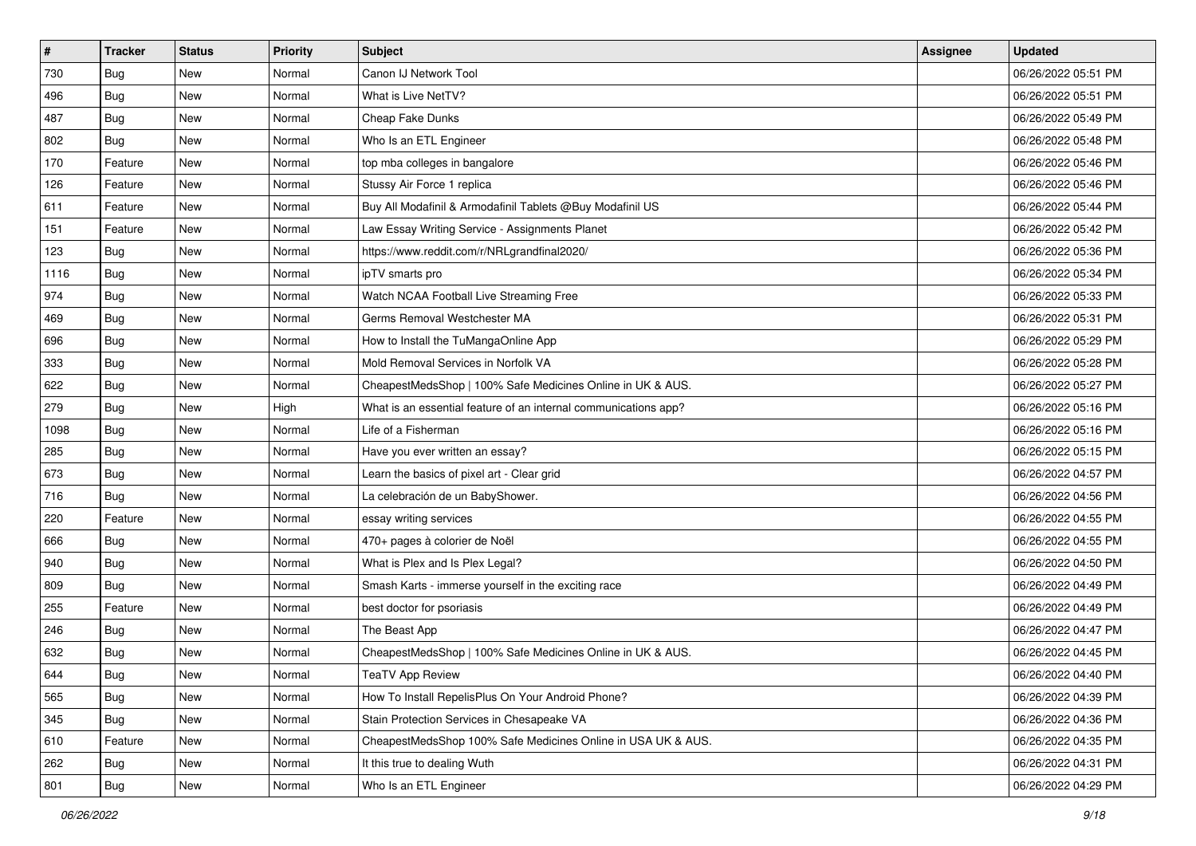| # | Tracker | Status | Priority | Subject | Assignee | Updated |
|---|---|---|---|---|---|---|
| 730 | Bug | New | Normal | Canon IJ Network Tool | | 06/26/2022 05:51 PM |
| 496 | Bug | New | Normal | What is Live NetTV? | | 06/26/2022 05:51 PM |
| 487 | Bug | New | Normal | Cheap Fake Dunks | | 06/26/2022 05:49 PM |
| 802 | Bug | New | Normal | Who Is an ETL Engineer | | 06/26/2022 05:48 PM |
| 170 | Feature | New | Normal | top mba colleges in bangalore | | 06/26/2022 05:46 PM |
| 126 | Feature | New | Normal | Stussy Air Force 1 replica | | 06/26/2022 05:46 PM |
| 611 | Feature | New | Normal | Buy All Modafinil & Armodafinil Tablets @Buy Modafinil US | | 06/26/2022 05:44 PM |
| 151 | Feature | New | Normal | Law Essay Writing Service - Assignments Planet | | 06/26/2022 05:42 PM |
| 123 | Bug | New | Normal | https://www.reddit.com/r/NRLgrandfinal2020/ | | 06/26/2022 05:36 PM |
| 1116 | Bug | New | Normal | ipTV smarts pro | | 06/26/2022 05:34 PM |
| 974 | Bug | New | Normal | Watch NCAA Football Live Streaming Free | | 06/26/2022 05:33 PM |
| 469 | Bug | New | Normal | Germs Removal Westchester MA | | 06/26/2022 05:31 PM |
| 696 | Bug | New | Normal | How to Install the TuMangaOnline App | | 06/26/2022 05:29 PM |
| 333 | Bug | New | Normal | Mold Removal Services in Norfolk VA | | 06/26/2022 05:28 PM |
| 622 | Bug | New | Normal | CheapestMedsShop \| 100% Safe Medicines Online in UK & AUS. | | 06/26/2022 05:27 PM |
| 279 | Bug | New | High | What is an essential feature of an internal communications app? | | 06/26/2022 05:16 PM |
| 1098 | Bug | New | Normal | Life of a Fisherman | | 06/26/2022 05:16 PM |
| 285 | Bug | New | Normal | Have you ever written an essay? | | 06/26/2022 05:15 PM |
| 673 | Bug | New | Normal | Learn the basics of pixel art - Clear grid | | 06/26/2022 04:57 PM |
| 716 | Bug | New | Normal | La celebración de un BabyShower. | | 06/26/2022 04:56 PM |
| 220 | Feature | New | Normal | essay writing services | | 06/26/2022 04:55 PM |
| 666 | Bug | New | Normal | 470+ pages à colorier de Noël | | 06/26/2022 04:55 PM |
| 940 | Bug | New | Normal | What is Plex and Is Plex Legal? | | 06/26/2022 04:50 PM |
| 809 | Bug | New | Normal | Smash Karts - immerse yourself in the exciting race | | 06/26/2022 04:49 PM |
| 255 | Feature | New | Normal | best doctor for psoriasis | | 06/26/2022 04:49 PM |
| 246 | Bug | New | Normal | The Beast App | | 06/26/2022 04:47 PM |
| 632 | Bug | New | Normal | CheapestMedsShop \| 100% Safe Medicines Online in UK & AUS. | | 06/26/2022 04:45 PM |
| 644 | Bug | New | Normal | TeaTV App Review | | 06/26/2022 04:40 PM |
| 565 | Bug | New | Normal | How To Install RepelisPlus On Your Android Phone? | | 06/26/2022 04:39 PM |
| 345 | Bug | New | Normal | Stain Protection Services in Chesapeake VA | | 06/26/2022 04:36 PM |
| 610 | Feature | New | Normal | CheapestMedsShop 100% Safe Medicines Online in USA UK & AUS. | | 06/26/2022 04:35 PM |
| 262 | Bug | New | Normal | It this true to dealing Wuth | | 06/26/2022 04:31 PM |
| 801 | Bug | New | Normal | Who Is an ETL Engineer | | 06/26/2022 04:29 PM |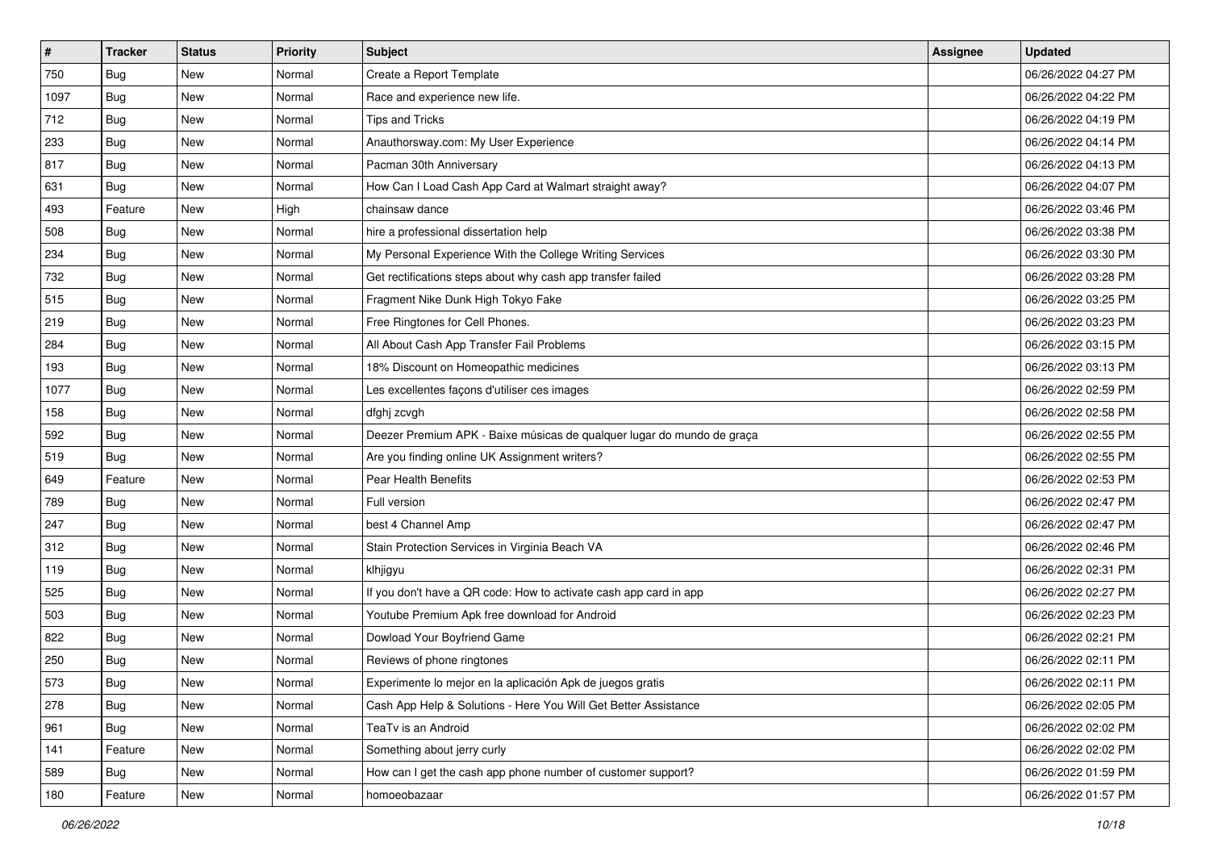| # | Tracker | Status | Priority | Subject | Assignee | Updated |
|---|---|---|---|---|---|---|
| 750 | Bug | New | Normal | Create a Report Template | | 06/26/2022 04:27 PM |
| 1097 | Bug | New | Normal | Race and experience new life. | | 06/26/2022 04:22 PM |
| 712 | Bug | New | Normal | Tips and Tricks | | 06/26/2022 04:19 PM |
| 233 | Bug | New | Normal | Anauthorsway.com: My User Experience | | 06/26/2022 04:14 PM |
| 817 | Bug | New | Normal | Pacman 30th Anniversary | | 06/26/2022 04:13 PM |
| 631 | Bug | New | Normal | How Can I Load Cash App Card at Walmart straight away? | | 06/26/2022 04:07 PM |
| 493 | Feature | New | High | chainsaw dance | | 06/26/2022 03:46 PM |
| 508 | Bug | New | Normal | hire a professional dissertation help | | 06/26/2022 03:38 PM |
| 234 | Bug | New | Normal | My Personal Experience With the College Writing Services | | 06/26/2022 03:30 PM |
| 732 | Bug | New | Normal | Get rectifications steps about why cash app transfer failed | | 06/26/2022 03:28 PM |
| 515 | Bug | New | Normal | Fragment Nike Dunk High Tokyo Fake | | 06/26/2022 03:25 PM |
| 219 | Bug | New | Normal | Free Ringtones for Cell Phones. | | 06/26/2022 03:23 PM |
| 284 | Bug | New | Normal | All About Cash App Transfer Fail Problems | | 06/26/2022 03:15 PM |
| 193 | Bug | New | Normal | 18% Discount on Homeopathic medicines | | 06/26/2022 03:13 PM |
| 1077 | Bug | New | Normal | Les excellentes façons d'utiliser ces images | | 06/26/2022 02:59 PM |
| 158 | Bug | New | Normal | dfghj zcvgh | | 06/26/2022 02:58 PM |
| 592 | Bug | New | Normal | Deezer Premium APK - Baixe músicas de qualquer lugar do mundo de graça | | 06/26/2022 02:55 PM |
| 519 | Bug | New | Normal | Are you finding online UK Assignment writers? | | 06/26/2022 02:55 PM |
| 649 | Feature | New | Normal | Pear Health Benefits | | 06/26/2022 02:53 PM |
| 789 | Bug | New | Normal | Full version | | 06/26/2022 02:47 PM |
| 247 | Bug | New | Normal | best 4 Channel Amp | | 06/26/2022 02:47 PM |
| 312 | Bug | New | Normal | Stain Protection Services in Virginia Beach VA | | 06/26/2022 02:46 PM |
| 119 | Bug | New | Normal | klhjigyu | | 06/26/2022 02:31 PM |
| 525 | Bug | New | Normal | If you don't have a QR code: How to activate cash app card in app | | 06/26/2022 02:27 PM |
| 503 | Bug | New | Normal | Youtube Premium Apk free download for Android | | 06/26/2022 02:23 PM |
| 822 | Bug | New | Normal | Dowload Your Boyfriend Game | | 06/26/2022 02:21 PM |
| 250 | Bug | New | Normal | Reviews of phone ringtones | | 06/26/2022 02:11 PM |
| 573 | Bug | New | Normal | Experimente lo mejor en la aplicación Apk de juegos gratis | | 06/26/2022 02:11 PM |
| 278 | Bug | New | Normal | Cash App Help & Solutions - Here You Will Get Better Assistance | | 06/26/2022 02:05 PM |
| 961 | Bug | New | Normal | TeaTv is an Android | | 06/26/2022 02:02 PM |
| 141 | Feature | New | Normal | Something about jerry curly | | 06/26/2022 02:02 PM |
| 589 | Bug | New | Normal | How can I get the cash app phone number of customer support? | | 06/26/2022 01:59 PM |
| 180 | Feature | New | Normal | homoeobazaar | | 06/26/2022 01:57 PM |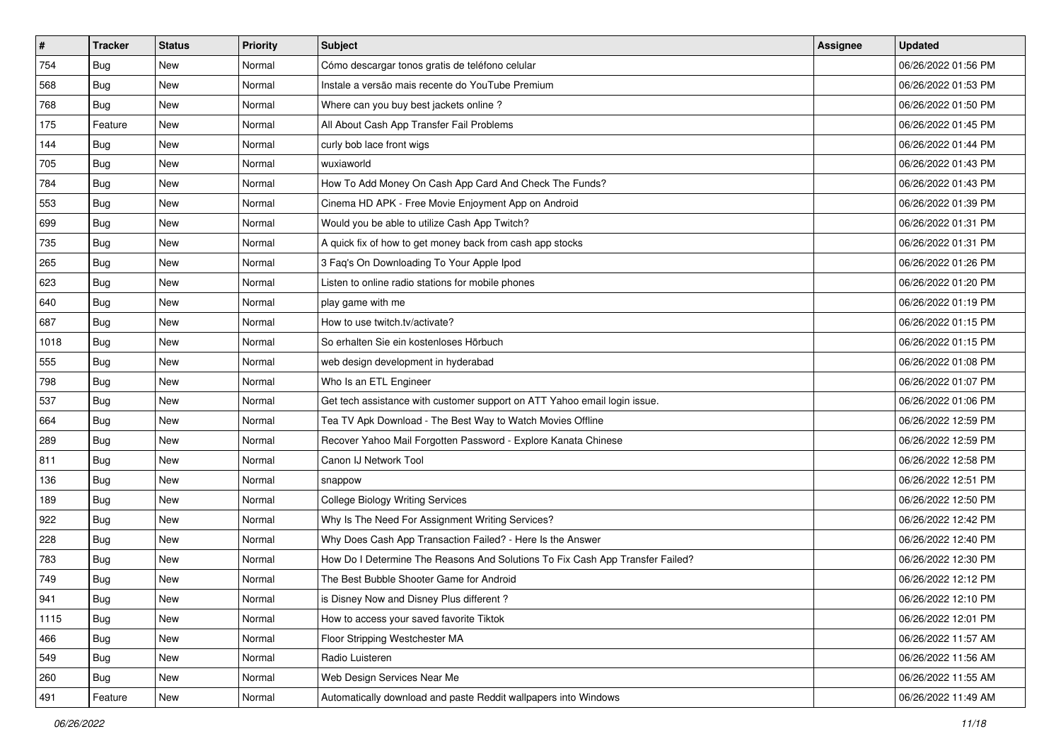| # | Tracker | Status | Priority | Subject | Assignee | Updated |
|---|---|---|---|---|---|---|
| 754 | Bug | New | Normal | Cómo descargar tonos gratis de teléfono celular | | 06/26/2022 01:56 PM |
| 568 | Bug | New | Normal | Instale a versão mais recente do YouTube Premium | | 06/26/2022 01:53 PM |
| 768 | Bug | New | Normal | Where can you buy best jackets online ? | | 06/26/2022 01:50 PM |
| 175 | Feature | New | Normal | All About Cash App Transfer Fail Problems | | 06/26/2022 01:45 PM |
| 144 | Bug | New | Normal | curly bob lace front wigs | | 06/26/2022 01:44 PM |
| 705 | Bug | New | Normal | wuxiaworld | | 06/26/2022 01:43 PM |
| 784 | Bug | New | Normal | How To Add Money On Cash App Card And Check The Funds? | | 06/26/2022 01:43 PM |
| 553 | Bug | New | Normal | Cinema HD APK - Free Movie Enjoyment App on Android | | 06/26/2022 01:39 PM |
| 699 | Bug | New | Normal | Would you be able to utilize Cash App Twitch? | | 06/26/2022 01:31 PM |
| 735 | Bug | New | Normal | A quick fix of how to get money back from cash app stocks | | 06/26/2022 01:31 PM |
| 265 | Bug | New | Normal | 3 Faq's On Downloading To Your Apple Ipod | | 06/26/2022 01:26 PM |
| 623 | Bug | New | Normal | Listen to online radio stations for mobile phones | | 06/26/2022 01:20 PM |
| 640 | Bug | New | Normal | play game with me | | 06/26/2022 01:19 PM |
| 687 | Bug | New | Normal | How to use twitch.tv/activate? | | 06/26/2022 01:15 PM |
| 1018 | Bug | New | Normal | So erhalten Sie ein kostenloses Hörbuch | | 06/26/2022 01:15 PM |
| 555 | Bug | New | Normal | web design development in hyderabad | | 06/26/2022 01:08 PM |
| 798 | Bug | New | Normal | Who Is an ETL Engineer | | 06/26/2022 01:07 PM |
| 537 | Bug | New | Normal | Get tech assistance with customer support on ATT Yahoo email login issue. | | 06/26/2022 01:06 PM |
| 664 | Bug | New | Normal | Tea TV Apk Download - The Best Way to Watch Movies Offline | | 06/26/2022 12:59 PM |
| 289 | Bug | New | Normal | Recover Yahoo Mail Forgotten Password - Explore Kanata Chinese | | 06/26/2022 12:59 PM |
| 811 | Bug | New | Normal | Canon IJ Network Tool | | 06/26/2022 12:58 PM |
| 136 | Bug | New | Normal | snappow | | 06/26/2022 12:51 PM |
| 189 | Bug | New | Normal | College Biology Writing Services | | 06/26/2022 12:50 PM |
| 922 | Bug | New | Normal | Why Is The Need For Assignment Writing Services? | | 06/26/2022 12:42 PM |
| 228 | Bug | New | Normal | Why Does Cash App Transaction Failed? - Here Is the Answer | | 06/26/2022 12:40 PM |
| 783 | Bug | New | Normal | How Do I Determine The Reasons And Solutions To Fix Cash App Transfer Failed? | | 06/26/2022 12:30 PM |
| 749 | Bug | New | Normal | The Best Bubble Shooter Game for Android | | 06/26/2022 12:12 PM |
| 941 | Bug | New | Normal | is Disney Now and Disney Plus different ? | | 06/26/2022 12:10 PM |
| 1115 | Bug | New | Normal | How to access your saved favorite Tiktok | | 06/26/2022 12:01 PM |
| 466 | Bug | New | Normal | Floor Stripping Westchester MA | | 06/26/2022 11:57 AM |
| 549 | Bug | New | Normal | Radio Luisteren | | 06/26/2022 11:56 AM |
| 260 | Bug | New | Normal | Web Design Services Near Me | | 06/26/2022 11:55 AM |
| 491 | Feature | New | Normal | Automatically download and paste Reddit wallpapers into Windows | | 06/26/2022 11:49 AM |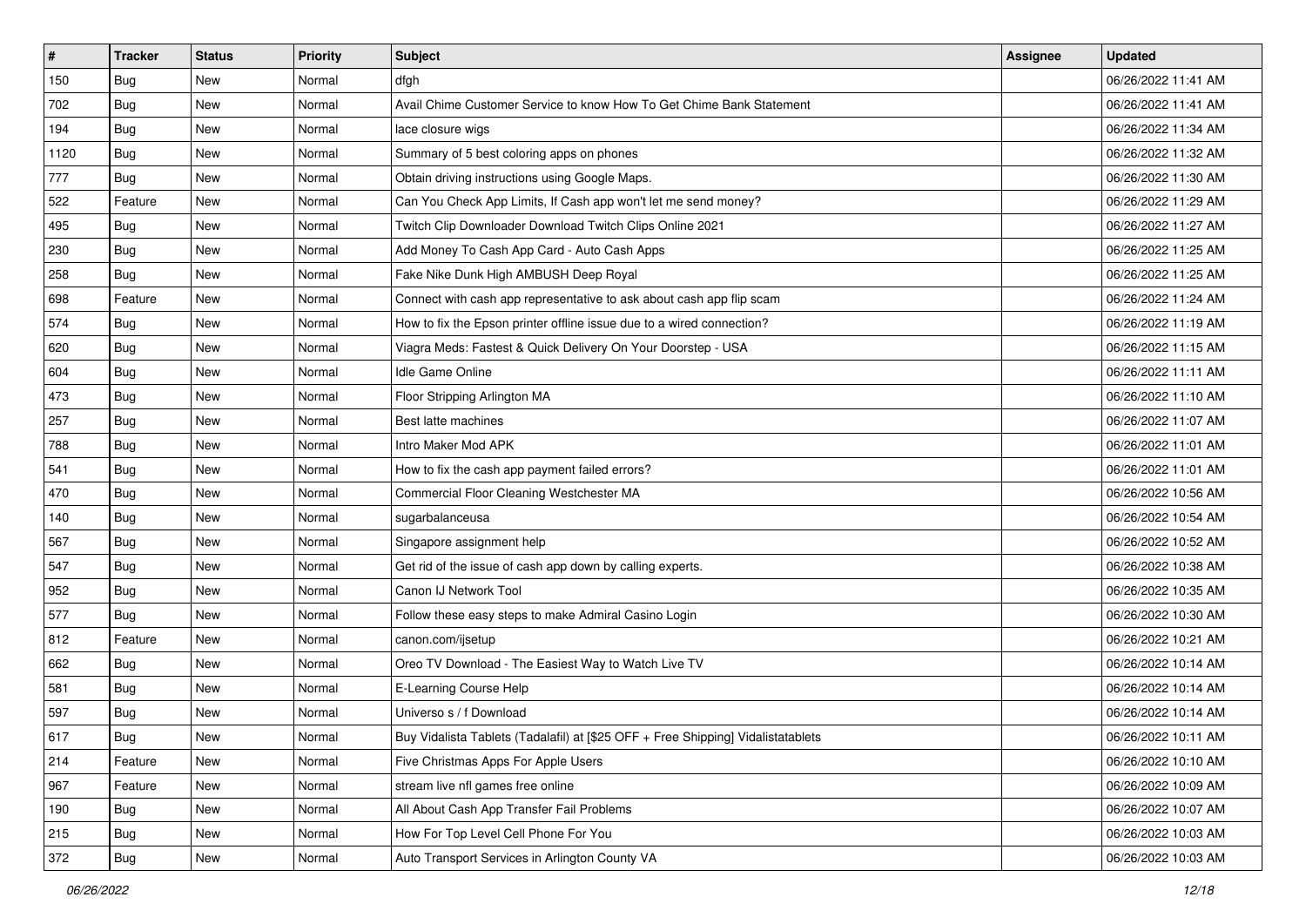| # | Tracker | Status | Priority | Subject | Assignee | Updated |
|---|---|---|---|---|---|---|
| 150 | Bug | New | Normal | dfgh | | 06/26/2022 11:41 AM |
| 702 | Bug | New | Normal | Avail Chime Customer Service to know How To Get Chime Bank Statement | | 06/26/2022 11:41 AM |
| 194 | Bug | New | Normal | lace closure wigs | | 06/26/2022 11:34 AM |
| 1120 | Bug | New | Normal | Summary of 5 best coloring apps on phones | | 06/26/2022 11:32 AM |
| 777 | Bug | New | Normal | Obtain driving instructions using Google Maps. | | 06/26/2022 11:30 AM |
| 522 | Feature | New | Normal | Can You Check App Limits, If Cash app won't let me send money? | | 06/26/2022 11:29 AM |
| 495 | Bug | New | Normal | Twitch Clip Downloader Download Twitch Clips Online 2021 | | 06/26/2022 11:27 AM |
| 230 | Bug | New | Normal | Add Money To Cash App Card - Auto Cash Apps | | 06/26/2022 11:25 AM |
| 258 | Bug | New | Normal | Fake Nike Dunk High AMBUSH Deep Royal | | 06/26/2022 11:25 AM |
| 698 | Feature | New | Normal | Connect with cash app representative to ask about cash app flip scam | | 06/26/2022 11:24 AM |
| 574 | Bug | New | Normal | How to fix the Epson printer offline issue due to a wired connection? | | 06/26/2022 11:19 AM |
| 620 | Bug | New | Normal | Viagra Meds: Fastest & Quick Delivery On Your Doorstep - USA | | 06/26/2022 11:15 AM |
| 604 | Bug | New | Normal | Idle Game Online | | 06/26/2022 11:11 AM |
| 473 | Bug | New | Normal | Floor Stripping Arlington MA | | 06/26/2022 11:10 AM |
| 257 | Bug | New | Normal | Best latte machines | | 06/26/2022 11:07 AM |
| 788 | Bug | New | Normal | Intro Maker Mod APK | | 06/26/2022 11:01 AM |
| 541 | Bug | New | Normal | How to fix the cash app payment failed errors? | | 06/26/2022 11:01 AM |
| 470 | Bug | New | Normal | Commercial Floor Cleaning Westchester MA | | 06/26/2022 10:56 AM |
| 140 | Bug | New | Normal | sugarbalanceusa | | 06/26/2022 10:54 AM |
| 567 | Bug | New | Normal | Singapore assignment help | | 06/26/2022 10:52 AM |
| 547 | Bug | New | Normal | Get rid of the issue of cash app down by calling experts. | | 06/26/2022 10:38 AM |
| 952 | Bug | New | Normal | Canon IJ Network Tool | | 06/26/2022 10:35 AM |
| 577 | Bug | New | Normal | Follow these easy steps to make Admiral Casino Login | | 06/26/2022 10:30 AM |
| 812 | Feature | New | Normal | canon.com/ijsetup | | 06/26/2022 10:21 AM |
| 662 | Bug | New | Normal | Oreo TV Download - The Easiest Way to Watch Live TV | | 06/26/2022 10:14 AM |
| 581 | Bug | New | Normal | E-Learning Course Help | | 06/26/2022 10:14 AM |
| 597 | Bug | New | Normal | Universo s / f Download | | 06/26/2022 10:14 AM |
| 617 | Bug | New | Normal | Buy Vidalista Tablets (Tadalafil) at [$25 OFF + Free Shipping] Vidalistatablets | | 06/26/2022 10:11 AM |
| 214 | Feature | New | Normal | Five Christmas Apps For Apple Users | | 06/26/2022 10:10 AM |
| 967 | Feature | New | Normal | stream live nfl games free online | | 06/26/2022 10:09 AM |
| 190 | Bug | New | Normal | All About Cash App Transfer Fail Problems | | 06/26/2022 10:07 AM |
| 215 | Bug | New | Normal | How For Top Level Cell Phone For You | | 06/26/2022 10:03 AM |
| 372 | Bug | New | Normal | Auto Transport Services in Arlington County VA | | 06/26/2022 10:03 AM |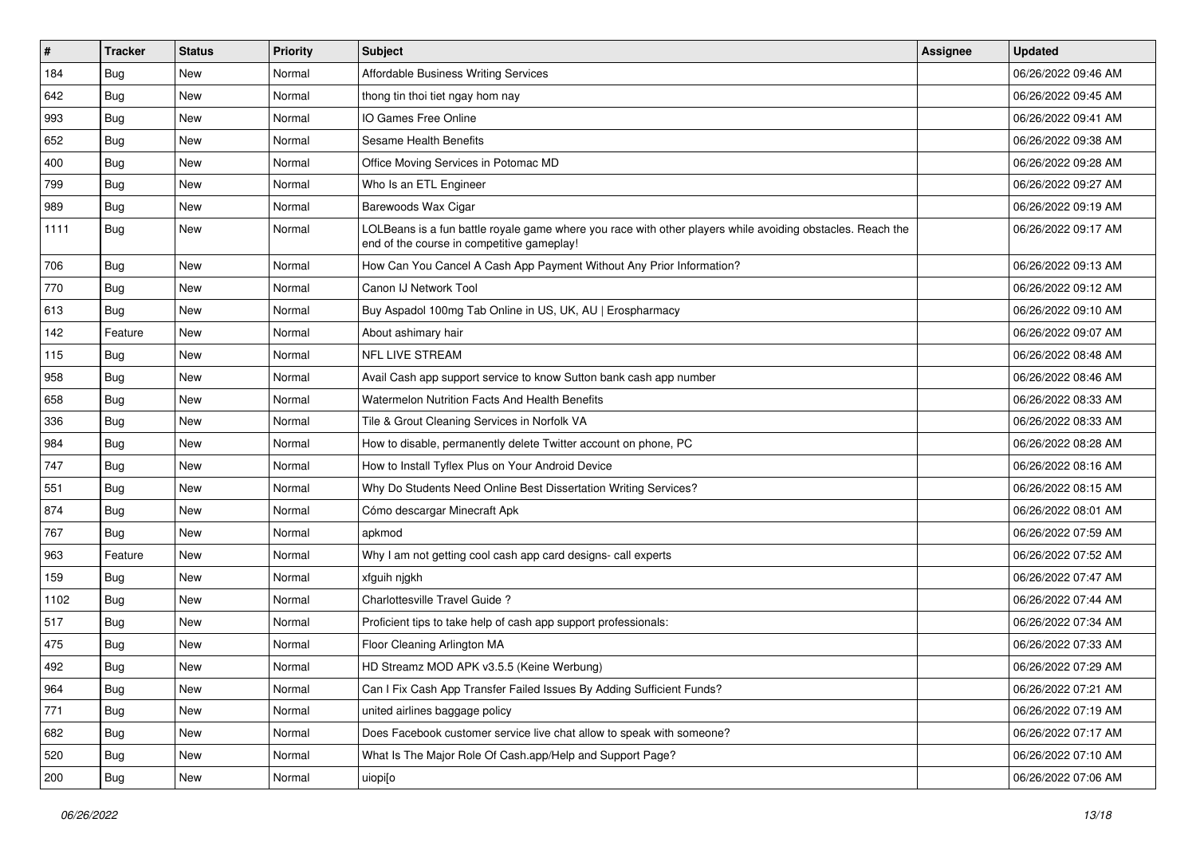| # | Tracker | Status | Priority | Subject | Assignee | Updated |
|---|---|---|---|---|---|---|
| 184 | Bug | New | Normal | Affordable Business Writing Services | | 06/26/2022 09:46 AM |
| 642 | Bug | New | Normal | thong tin thoi tiet ngay hom nay | | 06/26/2022 09:45 AM |
| 993 | Bug | New | Normal | IO Games Free Online | | 06/26/2022 09:41 AM |
| 652 | Bug | New | Normal | Sesame Health Benefits | | 06/26/2022 09:38 AM |
| 400 | Bug | New | Normal | Office Moving Services in Potomac MD | | 06/26/2022 09:28 AM |
| 799 | Bug | New | Normal | Who Is an ETL Engineer | | 06/26/2022 09:27 AM |
| 989 | Bug | New | Normal | Barewoods Wax Cigar | | 06/26/2022 09:19 AM |
| 1111 | Bug | New | Normal | LOLBeans is a fun battle royale game where you race with other players while avoiding obstacles. Reach the end of the course in competitive gameplay! | | 06/26/2022 09:17 AM |
| 706 | Bug | New | Normal | How Can You Cancel A Cash App Payment Without Any Prior Information? | | 06/26/2022 09:13 AM |
| 770 | Bug | New | Normal | Canon IJ Network Tool | | 06/26/2022 09:12 AM |
| 613 | Bug | New | Normal | Buy Aspadol 100mg Tab Online in US, UK, AU \| Erospharmacy | | 06/26/2022 09:10 AM |
| 142 | Feature | New | Normal | About ashimary hair | | 06/26/2022 09:07 AM |
| 115 | Bug | New | Normal | NFL LIVE STREAM | | 06/26/2022 08:48 AM |
| 958 | Bug | New | Normal | Avail Cash app support service to know Sutton bank cash app number | | 06/26/2022 08:46 AM |
| 658 | Bug | New | Normal | Watermelon Nutrition Facts And Health Benefits | | 06/26/2022 08:33 AM |
| 336 | Bug | New | Normal | Tile & Grout Cleaning Services in Norfolk VA | | 06/26/2022 08:33 AM |
| 984 | Bug | New | Normal | How to disable, permanently delete Twitter account on phone, PC | | 06/26/2022 08:28 AM |
| 747 | Bug | New | Normal | How to Install Tyflex Plus on Your Android Device | | 06/26/2022 08:16 AM |
| 551 | Bug | New | Normal | Why Do Students Need Online Best Dissertation Writing Services? | | 06/26/2022 08:15 AM |
| 874 | Bug | New | Normal | Cómo descargar Minecraft Apk | | 06/26/2022 08:01 AM |
| 767 | Bug | New | Normal | apkmod | | 06/26/2022 07:59 AM |
| 963 | Feature | New | Normal | Why I am not getting cool cash app card designs- call experts | | 06/26/2022 07:52 AM |
| 159 | Bug | New | Normal | xfguih njgkh | | 06/26/2022 07:47 AM |
| 1102 | Bug | New | Normal | Charlottesville Travel Guide ? | | 06/26/2022 07:44 AM |
| 517 | Bug | New | Normal | Proficient tips to take help of cash app support professionals: | | 06/26/2022 07:34 AM |
| 475 | Bug | New | Normal | Floor Cleaning Arlington MA | | 06/26/2022 07:33 AM |
| 492 | Bug | New | Normal | HD Streamz MOD APK v3.5.5 (Keine Werbung) | | 06/26/2022 07:29 AM |
| 964 | Bug | New | Normal | Can I Fix Cash App Transfer Failed Issues By Adding Sufficient Funds? | | 06/26/2022 07:21 AM |
| 771 | Bug | New | Normal | united airlines baggage policy | | 06/26/2022 07:19 AM |
| 682 | Bug | New | Normal | Does Facebook customer service live chat allow to speak with someone? | | 06/26/2022 07:17 AM |
| 520 | Bug | New | Normal | What Is The Major Role Of Cash.app/Help and Support Page? | | 06/26/2022 07:10 AM |
| 200 | Bug | New | Normal | uiopi[o | | 06/26/2022 07:06 AM |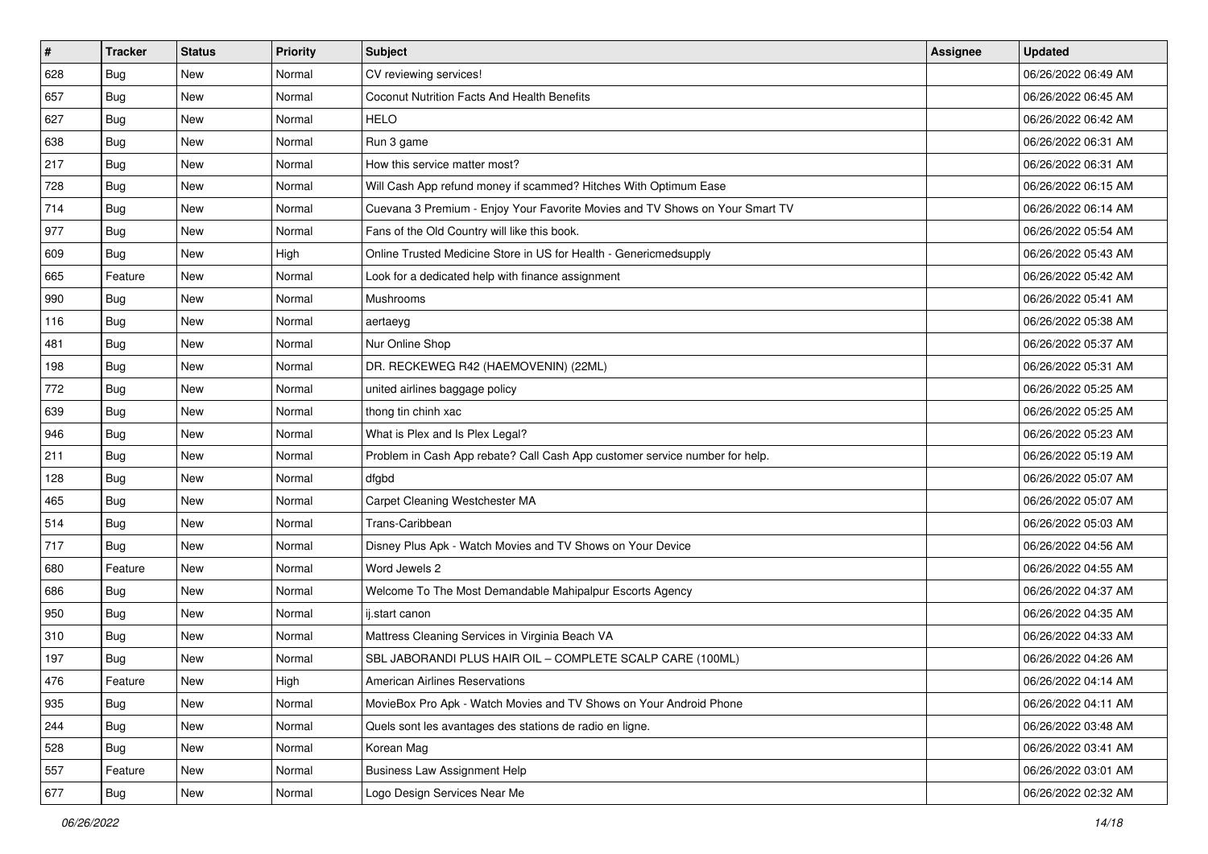| # | Tracker | Status | Priority | Subject | Assignee | Updated |
|---|---|---|---|---|---|---|
| 628 | Bug | New | Normal | CV reviewing services! | | 06/26/2022 06:49 AM |
| 657 | Bug | New | Normal | Coconut Nutrition Facts And Health Benefits | | 06/26/2022 06:45 AM |
| 627 | Bug | New | Normal | HELO | | 06/26/2022 06:42 AM |
| 638 | Bug | New | Normal | Run 3 game | | 06/26/2022 06:31 AM |
| 217 | Bug | New | Normal | How this service matter most? | | 06/26/2022 06:31 AM |
| 728 | Bug | New | Normal | Will Cash App refund money if scammed? Hitches With Optimum Ease | | 06/26/2022 06:15 AM |
| 714 | Bug | New | Normal | Cuevana 3 Premium - Enjoy Your Favorite Movies and TV Shows on Your Smart TV | | 06/26/2022 06:14 AM |
| 977 | Bug | New | Normal | Fans of the Old Country will like this book. | | 06/26/2022 05:54 AM |
| 609 | Bug | New | High | Online Trusted Medicine Store in US for Health - Genericmedsupply | | 06/26/2022 05:43 AM |
| 665 | Feature | New | Normal | Look for a dedicated help with finance assignment | | 06/26/2022 05:42 AM |
| 990 | Bug | New | Normal | Mushrooms | | 06/26/2022 05:41 AM |
| 116 | Bug | New | Normal | aertaeyg | | 06/26/2022 05:38 AM |
| 481 | Bug | New | Normal | Nur Online Shop | | 06/26/2022 05:37 AM |
| 198 | Bug | New | Normal | DR. RECKEWEG R42 (HAEMOVENIN) (22ML) | | 06/26/2022 05:31 AM |
| 772 | Bug | New | Normal | united airlines baggage policy | | 06/26/2022 05:25 AM |
| 639 | Bug | New | Normal | thong tin chinh xac | | 06/26/2022 05:25 AM |
| 946 | Bug | New | Normal | What is Plex and Is Plex Legal? | | 06/26/2022 05:23 AM |
| 211 | Bug | New | Normal | Problem in Cash App rebate? Call Cash App customer service number for help. | | 06/26/2022 05:19 AM |
| 128 | Bug | New | Normal | dfgbd | | 06/26/2022 05:07 AM |
| 465 | Bug | New | Normal | Carpet Cleaning Westchester MA | | 06/26/2022 05:07 AM |
| 514 | Bug | New | Normal | Trans-Caribbean | | 06/26/2022 05:03 AM |
| 717 | Bug | New | Normal | Disney Plus Apk - Watch Movies and TV Shows on Your Device | | 06/26/2022 04:56 AM |
| 680 | Feature | New | Normal | Word Jewels 2 | | 06/26/2022 04:55 AM |
| 686 | Bug | New | Normal | Welcome To The Most Demandable Mahipalpur Escorts Agency | | 06/26/2022 04:37 AM |
| 950 | Bug | New | Normal | ij.start canon | | 06/26/2022 04:35 AM |
| 310 | Bug | New | Normal | Mattress Cleaning Services in Virginia Beach VA | | 06/26/2022 04:33 AM |
| 197 | Bug | New | Normal | SBL JABORANDI PLUS HAIR OIL – COMPLETE SCALP CARE (100ML) | | 06/26/2022 04:26 AM |
| 476 | Feature | New | High | American Airlines Reservations | | 06/26/2022 04:14 AM |
| 935 | Bug | New | Normal | MovieBox Pro Apk - Watch Movies and TV Shows on Your Android Phone | | 06/26/2022 04:11 AM |
| 244 | Bug | New | Normal | Quels sont les avantages des stations de radio en ligne. | | 06/26/2022 03:48 AM |
| 528 | Bug | New | Normal | Korean Mag | | 06/26/2022 03:41 AM |
| 557 | Feature | New | Normal | Business Law Assignment Help | | 06/26/2022 03:01 AM |
| 677 | Bug | New | Normal | Logo Design Services Near Me | | 06/26/2022 02:32 AM |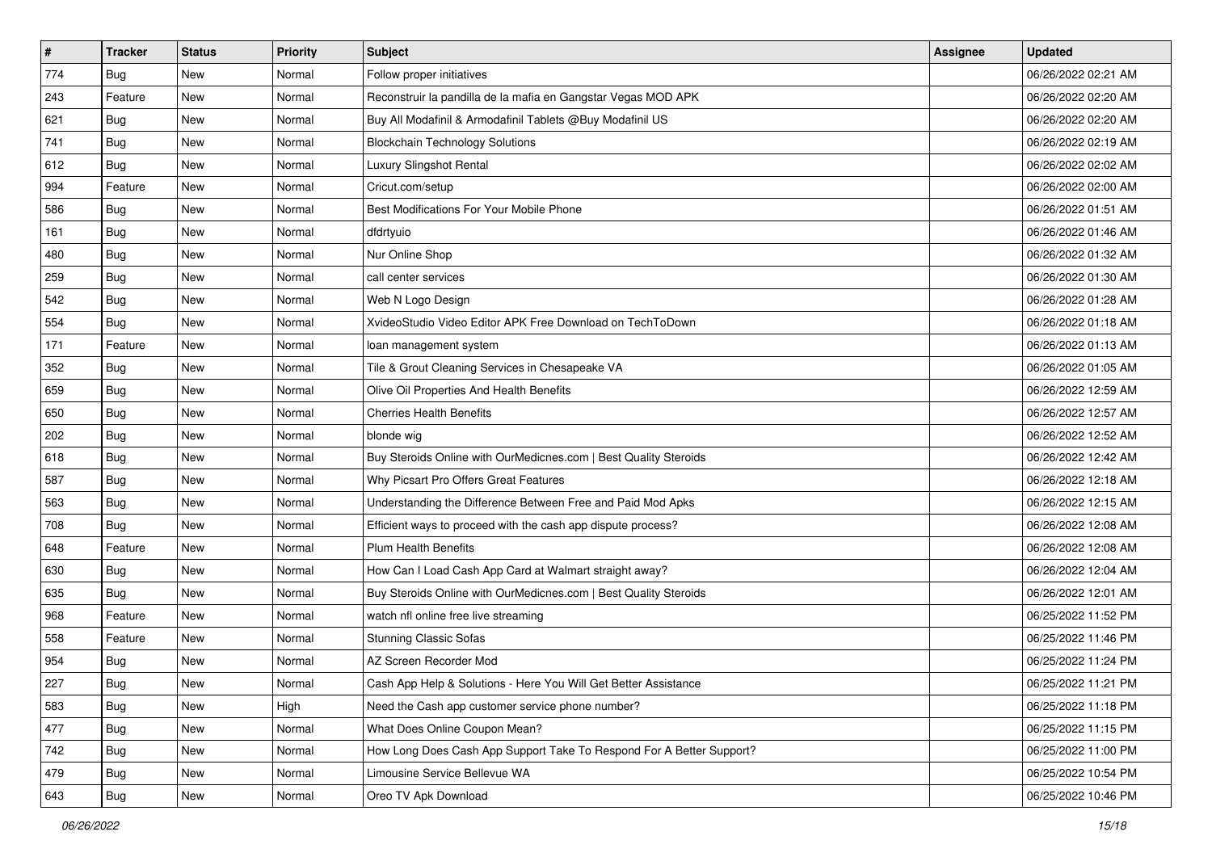| # | Tracker | Status | Priority | Subject | Assignee | Updated |
|---|---|---|---|---|---|---|
| 774 | Bug | New | Normal | Follow proper initiatives | | 06/26/2022 02:21 AM |
| 243 | Feature | New | Normal | Reconstruir la pandilla de la mafia en Gangstar Vegas MOD APK | | 06/26/2022 02:20 AM |
| 621 | Bug | New | Normal | Buy All Modafinil & Armodafinil Tablets @Buy Modafinil US | | 06/26/2022 02:20 AM |
| 741 | Bug | New | Normal | Blockchain Technology Solutions | | 06/26/2022 02:19 AM |
| 612 | Bug | New | Normal | Luxury Slingshot Rental | | 06/26/2022 02:02 AM |
| 994 | Feature | New | Normal | Cricut.com/setup | | 06/26/2022 02:00 AM |
| 586 | Bug | New | Normal | Best Modifications For Your Mobile Phone | | 06/26/2022 01:51 AM |
| 161 | Bug | New | Normal | dfdrtyuio | | 06/26/2022 01:46 AM |
| 480 | Bug | New | Normal | Nur Online Shop | | 06/26/2022 01:32 AM |
| 259 | Bug | New | Normal | call center services | | 06/26/2022 01:30 AM |
| 542 | Bug | New | Normal | Web N Logo Design | | 06/26/2022 01:28 AM |
| 554 | Bug | New | Normal | XvideoStudio Video Editor APK Free Download on TechToDown | | 06/26/2022 01:18 AM |
| 171 | Feature | New | Normal | loan management system | | 06/26/2022 01:13 AM |
| 352 | Bug | New | Normal | Tile & Grout Cleaning Services in Chesapeake VA | | 06/26/2022 01:05 AM |
| 659 | Bug | New | Normal | Olive Oil Properties And Health Benefits | | 06/26/2022 12:59 AM |
| 650 | Bug | New | Normal | Cherries Health Benefits | | 06/26/2022 12:57 AM |
| 202 | Bug | New | Normal | blonde wig | | 06/26/2022 12:52 AM |
| 618 | Bug | New | Normal | Buy Steroids Online with OurMedicnes.com \| Best Quality Steroids | | 06/26/2022 12:42 AM |
| 587 | Bug | New | Normal | Why Picsart Pro Offers Great Features | | 06/26/2022 12:18 AM |
| 563 | Bug | New | Normal | Understanding the Difference Between Free and Paid Mod Apks | | 06/26/2022 12:15 AM |
| 708 | Bug | New | Normal | Efficient ways to proceed with the cash app dispute process? | | 06/26/2022 12:08 AM |
| 648 | Feature | New | Normal | Plum Health Benefits | | 06/26/2022 12:08 AM |
| 630 | Bug | New | Normal | How Can I Load Cash App Card at Walmart straight away? | | 06/26/2022 12:04 AM |
| 635 | Bug | New | Normal | Buy Steroids Online with OurMedicnes.com \| Best Quality Steroids | | 06/26/2022 12:01 AM |
| 968 | Feature | New | Normal | watch nfl online free live streaming | | 06/25/2022 11:52 PM |
| 558 | Feature | New | Normal | Stunning Classic Sofas | | 06/25/2022 11:46 PM |
| 954 | Bug | New | Normal | AZ Screen Recorder Mod | | 06/25/2022 11:24 PM |
| 227 | Bug | New | Normal | Cash App Help & Solutions - Here You Will Get Better Assistance | | 06/25/2022 11:21 PM |
| 583 | Bug | New | High | Need the Cash app customer service phone number? | | 06/25/2022 11:18 PM |
| 477 | Bug | New | Normal | What Does Online Coupon Mean? | | 06/25/2022 11:15 PM |
| 742 | Bug | New | Normal | How Long Does Cash App Support Take To Respond For A Better Support? | | 06/25/2022 11:00 PM |
| 479 | Bug | New | Normal | Limousine Service Bellevue WA | | 06/25/2022 10:54 PM |
| 643 | Bug | New | Normal | Oreo TV Apk Download | | 06/25/2022 10:46 PM |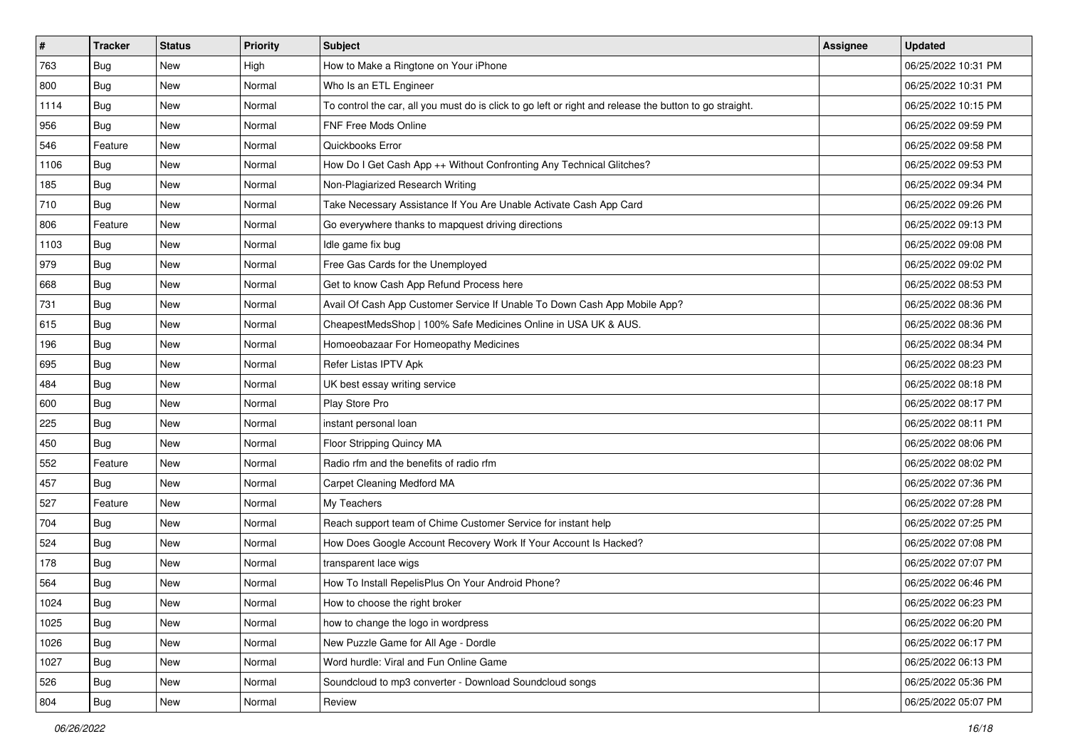| # | Tracker | Status | Priority | Subject | Assignee | Updated |
| --- | --- | --- | --- | --- | --- | --- |
| 763 | Bug | New | High | How to Make a Ringtone on Your iPhone | | 06/25/2022 10:31 PM |
| 800 | Bug | New | Normal | Who Is an ETL Engineer | | 06/25/2022 10:31 PM |
| 1114 | Bug | New | Normal | To control the car, all you must do is click to go left or right and release the button to go straight. | | 06/25/2022 10:15 PM |
| 956 | Bug | New | Normal | FNF Free Mods Online | | 06/25/2022 09:59 PM |
| 546 | Feature | New | Normal | Quickbooks Error | | 06/25/2022 09:58 PM |
| 1106 | Bug | New | Normal | How Do I Get Cash App ++ Without Confronting Any Technical Glitches? | | 06/25/2022 09:53 PM |
| 185 | Bug | New | Normal | Non-Plagiarized Research Writing | | 06/25/2022 09:34 PM |
| 710 | Bug | New | Normal | Take Necessary Assistance If You Are Unable Activate Cash App Card | | 06/25/2022 09:26 PM |
| 806 | Feature | New | Normal | Go everywhere thanks to mapquest driving directions | | 06/25/2022 09:13 PM |
| 1103 | Bug | New | Normal | Idle game fix bug | | 06/25/2022 09:08 PM |
| 979 | Bug | New | Normal | Free Gas Cards for the Unemployed | | 06/25/2022 09:02 PM |
| 668 | Bug | New | Normal | Get to know Cash App Refund Process here | | 06/25/2022 08:53 PM |
| 731 | Bug | New | Normal | Avail Of Cash App Customer Service If Unable To Down Cash App Mobile App? | | 06/25/2022 08:36 PM |
| 615 | Bug | New | Normal | CheapestMedsShop \| 100% Safe Medicines Online in USA UK & AUS. | | 06/25/2022 08:36 PM |
| 196 | Bug | New | Normal | Homoeobazaar For Homeopathy Medicines | | 06/25/2022 08:34 PM |
| 695 | Bug | New | Normal | Refer Listas IPTV Apk | | 06/25/2022 08:23 PM |
| 484 | Bug | New | Normal | UK best essay writing service | | 06/25/2022 08:18 PM |
| 600 | Bug | New | Normal | Play Store Pro | | 06/25/2022 08:17 PM |
| 225 | Bug | New | Normal | instant personal loan | | 06/25/2022 08:11 PM |
| 450 | Bug | New | Normal | Floor Stripping Quincy MA | | 06/25/2022 08:06 PM |
| 552 | Feature | New | Normal | Radio rfm and the benefits of radio rfm | | 06/25/2022 08:02 PM |
| 457 | Bug | New | Normal | Carpet Cleaning Medford MA | | 06/25/2022 07:36 PM |
| 527 | Feature | New | Normal | My Teachers | | 06/25/2022 07:28 PM |
| 704 | Bug | New | Normal | Reach support team of Chime Customer Service for instant help | | 06/25/2022 07:25 PM |
| 524 | Bug | New | Normal | How Does Google Account Recovery Work If Your Account Is Hacked? | | 06/25/2022 07:08 PM |
| 178 | Bug | New | Normal | transparent lace wigs | | 06/25/2022 07:07 PM |
| 564 | Bug | New | Normal | How To Install RepelisPlus On Your Android Phone? | | 06/25/2022 06:46 PM |
| 1024 | Bug | New | Normal | How to choose the right broker | | 06/25/2022 06:23 PM |
| 1025 | Bug | New | Normal | how to change the logo in wordpress | | 06/25/2022 06:20 PM |
| 1026 | Bug | New | Normal | New Puzzle Game for All Age - Dordle | | 06/25/2022 06:17 PM |
| 1027 | Bug | New | Normal | Word hurdle: Viral and Fun Online Game | | 06/25/2022 06:13 PM |
| 526 | Bug | New | Normal | Soundcloud to mp3 converter - Download Soundcloud songs | | 06/25/2022 05:36 PM |
| 804 | Bug | New | Normal | Review | | 06/25/2022 05:07 PM |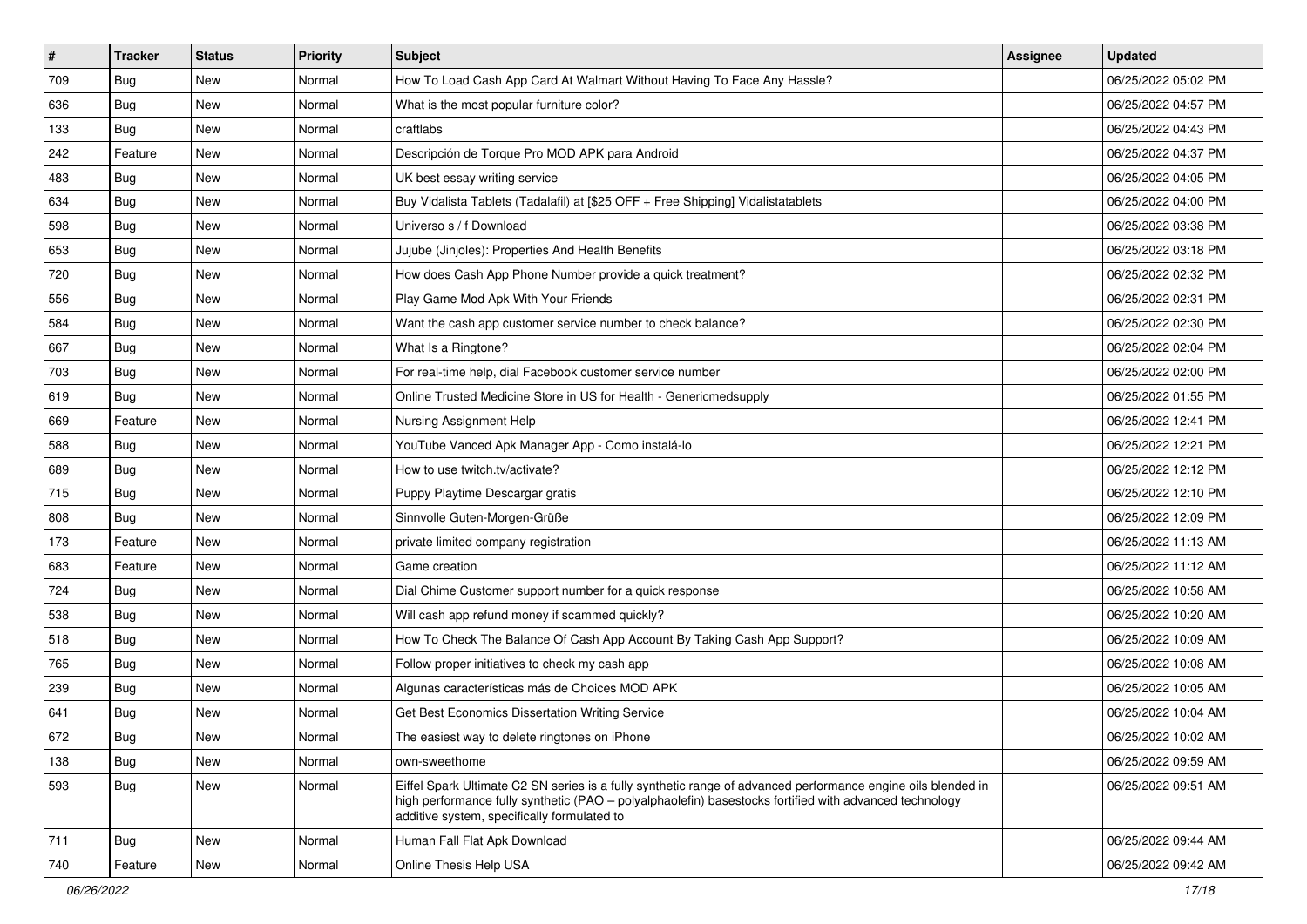| # | Tracker | Status | Priority | Subject | Assignee | Updated |
|---|---|---|---|---|---|---|
| 709 | Bug | New | Normal | How To Load Cash App Card At Walmart Without Having To Face Any Hassle? | | 06/25/2022 05:02 PM |
| 636 | Bug | New | Normal | What is the most popular furniture color? | | 06/25/2022 04:57 PM |
| 133 | Bug | New | Normal | craftlabs | | 06/25/2022 04:43 PM |
| 242 | Feature | New | Normal | Descripción de Torque Pro MOD APK para Android | | 06/25/2022 04:37 PM |
| 483 | Bug | New | Normal | UK best essay writing service | | 06/25/2022 04:05 PM |
| 634 | Bug | New | Normal | Buy Vidalista Tablets (Tadalafil) at [$25 OFF + Free Shipping] Vidalistatablets | | 06/25/2022 04:00 PM |
| 598 | Bug | New | Normal | Universo s / f Download | | 06/25/2022 03:38 PM |
| 653 | Bug | New | Normal | Jujube (Jinjoles): Properties And Health Benefits | | 06/25/2022 03:18 PM |
| 720 | Bug | New | Normal | How does Cash App Phone Number provide a quick treatment? | | 06/25/2022 02:32 PM |
| 556 | Bug | New | Normal | Play Game Mod Apk With Your Friends | | 06/25/2022 02:31 PM |
| 584 | Bug | New | Normal | Want the cash app customer service number to check balance? | | 06/25/2022 02:30 PM |
| 667 | Bug | New | Normal | What Is a Ringtone? | | 06/25/2022 02:04 PM |
| 703 | Bug | New | Normal | For real-time help, dial Facebook customer service number | | 06/25/2022 02:00 PM |
| 619 | Bug | New | Normal | Online Trusted Medicine Store in US for Health - Genericmedsupply | | 06/25/2022 01:55 PM |
| 669 | Feature | New | Normal | Nursing Assignment Help | | 06/25/2022 12:41 PM |
| 588 | Bug | New | Normal | YouTube Vanced Apk Manager App - Como instalá-lo | | 06/25/2022 12:21 PM |
| 689 | Bug | New | Normal | How to use twitch.tv/activate? | | 06/25/2022 12:12 PM |
| 715 | Bug | New | Normal | Puppy Playtime Descargar gratis | | 06/25/2022 12:10 PM |
| 808 | Bug | New | Normal | Sinnvolle Guten-Morgen-Grüße | | 06/25/2022 12:09 PM |
| 173 | Feature | New | Normal | private limited company registration | | 06/25/2022 11:13 AM |
| 683 | Feature | New | Normal | Game creation | | 06/25/2022 11:12 AM |
| 724 | Bug | New | Normal | Dial Chime Customer support number for a quick response | | 06/25/2022 10:58 AM |
| 538 | Bug | New | Normal | Will cash app refund money if scammed quickly? | | 06/25/2022 10:20 AM |
| 518 | Bug | New | Normal | How To Check The Balance Of Cash App Account By Taking Cash App Support? | | 06/25/2022 10:09 AM |
| 765 | Bug | New | Normal | Follow proper initiatives to check my cash app | | 06/25/2022 10:08 AM |
| 239 | Bug | New | Normal | Algunas características más de Choices MOD APK | | 06/25/2022 10:05 AM |
| 641 | Bug | New | Normal | Get Best Economics Dissertation Writing Service | | 06/25/2022 10:04 AM |
| 672 | Bug | New | Normal | The easiest way to delete ringtones on iPhone | | 06/25/2022 10:02 AM |
| 138 | Bug | New | Normal | own-sweethome | | 06/25/2022 09:59 AM |
| 593 | Bug | New | Normal | Eiffel Spark Ultimate C2 SN series is a fully synthetic range of advanced performance engine oils blended in high performance fully synthetic (PAO – polyalphaolefin) basestocks fortified with advanced technology additive system, specifically formulated to | | 06/25/2022 09:51 AM |
| 711 | Bug | New | Normal | Human Fall Flat Apk Download | | 06/25/2022 09:44 AM |
| 740 | Feature | New | Normal | Online Thesis Help USA | | 06/25/2022 09:42 AM |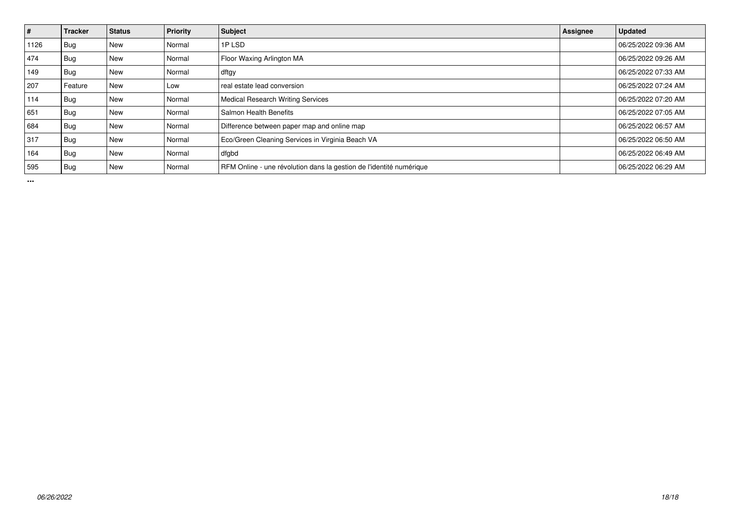| # | Tracker | Status | Priority | Subject | Assignee | Updated |
|---|---|---|---|---|---|---|
| 1126 | Bug | New | Normal | 1P LSD | | 06/25/2022 09:36 AM |
| 474 | Bug | New | Normal | Floor Waxing Arlington MA | | 06/25/2022 09:26 AM |
| 149 | Bug | New | Normal | dftgy | | 06/25/2022 07:33 AM |
| 207 | Feature | New | Low | real estate lead conversion | | 06/25/2022 07:24 AM |
| 114 | Bug | New | Normal | Medical Research Writing Services | | 06/25/2022 07:20 AM |
| 651 | Bug | New | Normal | Salmon Health Benefits | | 06/25/2022 07:05 AM |
| 684 | Bug | New | Normal | Difference between paper map and online map | | 06/25/2022 06:57 AM |
| 317 | Bug | New | Normal | Eco/Green Cleaning Services in Virginia Beach VA | | 06/25/2022 06:50 AM |
| 164 | Bug | New | Normal | dfgbd | | 06/25/2022 06:49 AM |
| 595 | Bug | New | Normal | RFM Online - une révolution dans la gestion de l'identité numérique | | 06/25/2022 06:29 AM |

...